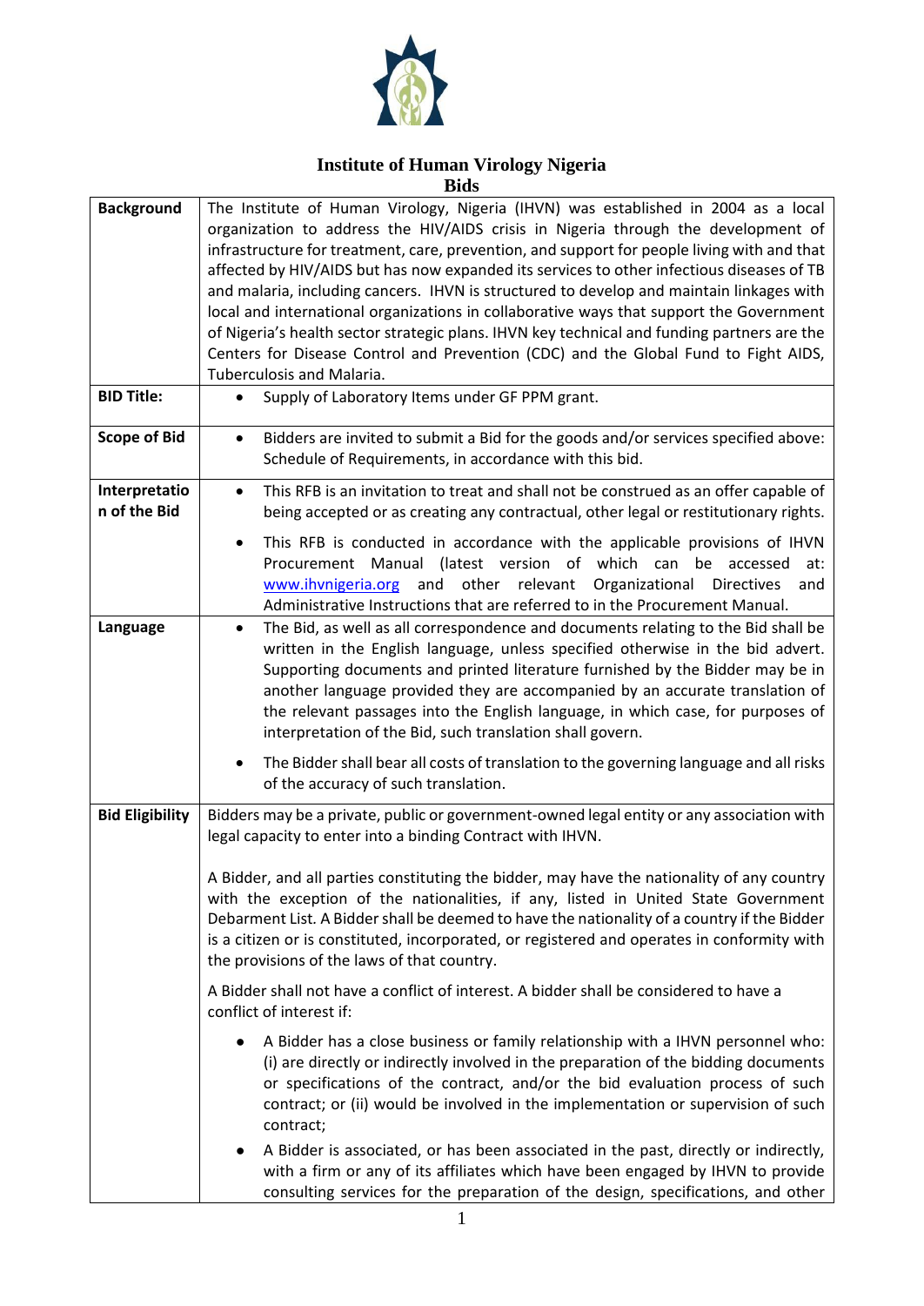# Institute of Human Virology Nigeria

## Bids

| | |
|---|---|
| **Background** | The Institute of Human Virology, Nigeria (IHVN) was established in 2004 as a local organization to address the HIV/AIDS crisis in Nigeria through the development of infrastructure for treatment, care, prevention, and support for people living with and that affected by HIV/AIDS but has now expanded its services to other infectious diseases of TB and malaria, including cancers. IHVN is structured to develop and maintain linkages with local and international organizations in collaborative ways that support the Government of Nigeria's health sector strategic plans. IHVN key technical and funding partners are the Centers for Disease Control and Prevention (CDC) and the Global Fund to Fight AIDS, Tuberculosis and Malaria. |
| **BID Title:** | • Supply of Laboratory Items under GF PPM grant. |
| **Scope of Bid** | • Bidders are invited to submit a Bid for the goods and/or services specified above: Schedule of Requirements, in accordance with this bid. |
| **Interpretation of the Bid** | • This RFB is an invitation to treat and shall not be construed as an offer capable of being accepted or as creating any contractual, other legal or restitutionary rights.<br>• This RFB is conducted in accordance with the applicable provisions of IHVN Procurement Manual (latest version of which can be accessed at: www.ihvnigeria.org and other relevant Organizational Directives and Administrative Instructions that are referred to in the Procurement Manual. |
| **Language** | • The Bid, as well as all correspondence and documents relating to the Bid shall be written in the English language, unless specified otherwise in the bid advert. Supporting documents and printed literature furnished by the Bidder may be in another language provided they are accompanied by an accurate translation of the relevant passages into the English language, in which case, for purposes of interpretation of the Bid, such translation shall govern.<br>• The Bidder shall bear all costs of translation to the governing language and all risks of the accuracy of such translation. |
| **Bid Eligibility** | Bidders may be a private, public or government-owned legal entity or any association with legal capacity to enter into a binding Contract with IHVN.<br><br>A Bidder, and all parties constituting the bidder, may have the nationality of any country with the exception of the nationalities, if any, listed in United State Government Debarment List. A Bidder shall be deemed to have the nationality of a country if the Bidder is a citizen or is constituted, incorporated, or registered and operates in conformity with the provisions of the laws of that country.<br><br>A Bidder shall not have a conflict of interest. A bidder shall be considered to have a conflict of interest if:<br>• A Bidder has a close business or family relationship with a IHVN personnel who: (i) are directly or indirectly involved in the preparation of the bidding documents or specifications of the contract, and/or the bid evaluation process of such contract; or (ii) would be involved in the implementation or supervision of such contract;<br>• A Bidder is associated, or has been associated in the past, directly or indirectly, with a firm or any of its affiliates which have been engaged by IHVN to provide consulting services for the preparation of the design, specifications, and other |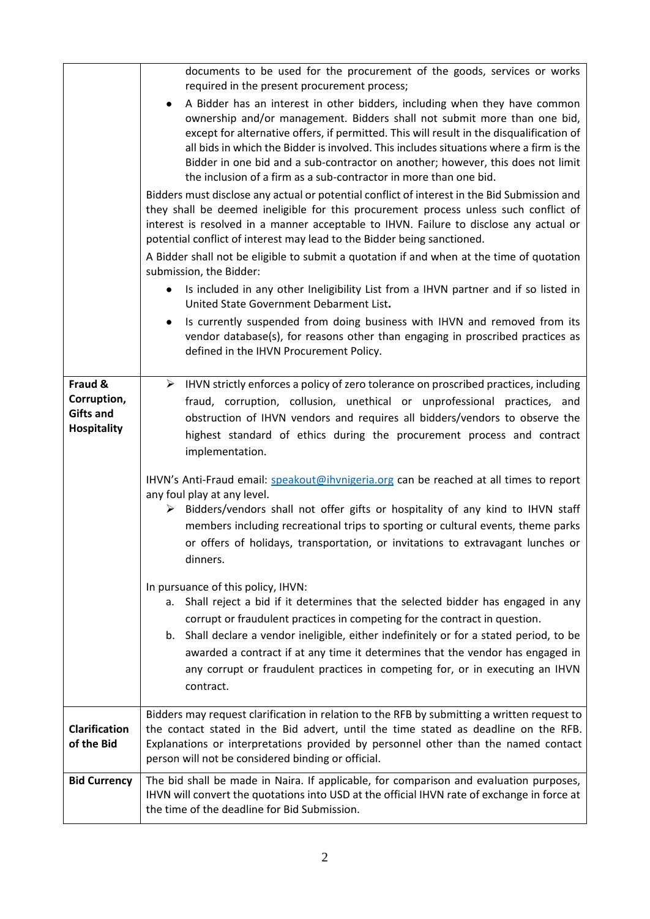| | |
|---|---|
| | documents to be used for the procurement of the goods, services or works required in the present procurement process;<br>• A Bidder has an interest in other bidders, including when they have common ownership and/or management. Bidders shall not submit more than one bid, except for alternative offers, if permitted. This will result in the disqualification of all bids in which the Bidder is involved. This includes situations where a firm is the Bidder in one bid and a sub-contractor on another; however, this does not limit the inclusion of a firm as a sub-contractor in more than one bid.<br><br>Bidders must disclose any actual or potential conflict of interest in the Bid Submission and they shall be deemed ineligible for this procurement process unless such conflict of interest is resolved in a manner acceptable to IHVN. Failure to disclose any actual or potential conflict of interest may lead to the Bidder being sanctioned.<br><br>A Bidder shall not be eligible to submit a quotation if and when at the time of quotation submission, the Bidder:<br>• Is included in any other Ineligibility List from a IHVN partner and if so listed in United State Government Debarment List**.**<br>• Is currently suspended from doing business with IHVN and removed from its vendor database(s), for reasons other than engaging in proscribed practices as defined in the IHVN Procurement Policy. |
| **Fraud & Corruption, Gifts and Hospitality** | ➢ IHVN strictly enforces a policy of zero tolerance on proscribed practices, including fraud, corruption, collusion, unethical or unprofessional practices, and obstruction of IHVN vendors and requires all bidders/vendors to observe the highest standard of ethics during the procurement process and contract implementation.<br><br>IHVN's Anti-Fraud email: speakout@ihvnigeria.org can be reached at all times to report any foul play at any level.<br>➢ Bidders/vendors shall not offer gifts or hospitality of any kind to IHVN staff members including recreational trips to sporting or cultural events, theme parks or offers of holidays, transportation, or invitations to extravagant lunches or dinners.<br><br>In pursuance of this policy, IHVN:<br>a. Shall reject a bid if it determines that the selected bidder has engaged in any corrupt or fraudulent practices in competing for the contract in question.<br>b. Shall declare a vendor ineligible, either indefinitely or for a stated period, to be awarded a contract if at any time it determines that the vendor has engaged in any corrupt or fraudulent practices in competing for, or in executing an IHVN contract. |
| **Clarification of the Bid** | Bidders may request clarification in relation to the RFB by submitting a written request to the contact stated in the Bid advert, until the time stated as deadline on the RFB. Explanations or interpretations provided by personnel other than the named contact person will not be considered binding or official. |
| **Bid Currency** | The bid shall be made in Naira. If applicable, for comparison and evaluation purposes, IHVN will convert the quotations into USD at the official IHVN rate of exchange in force at the time of the deadline for Bid Submission. |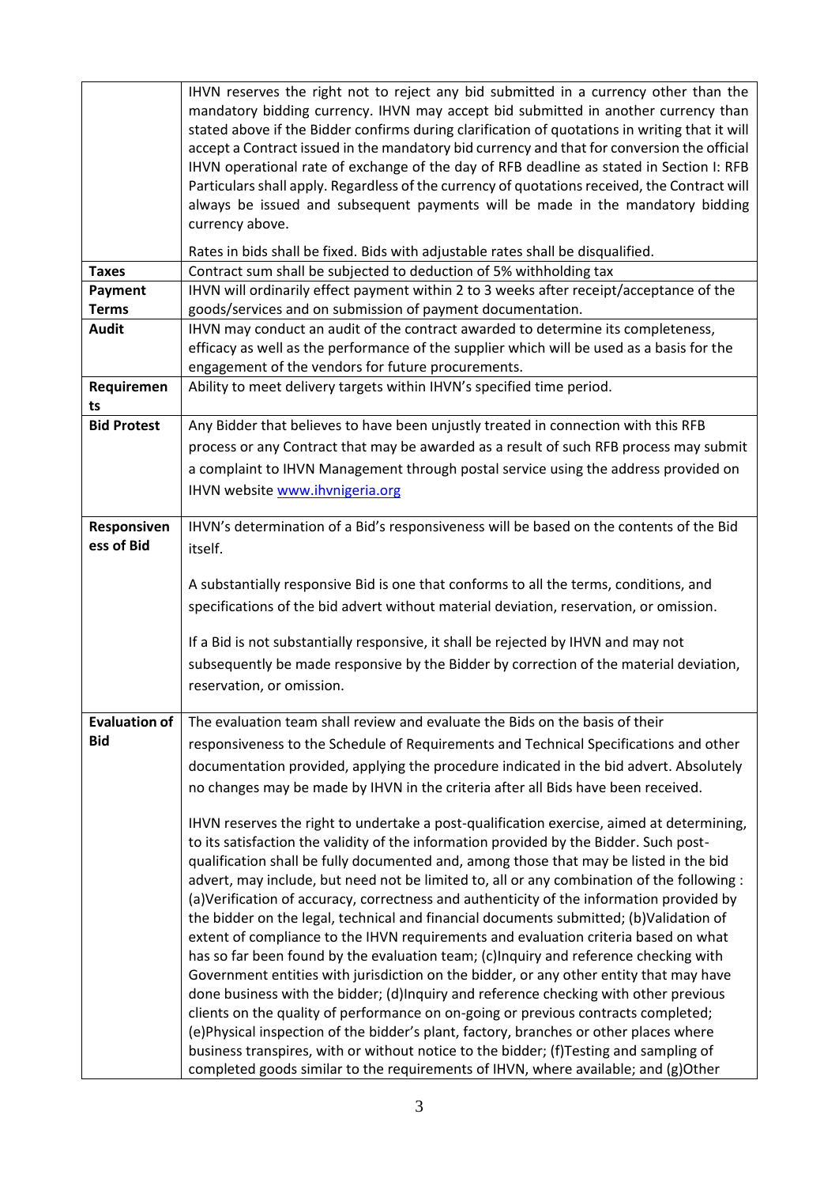| | |
|---|---|
| | IHVN reserves the right not to reject any bid submitted in a currency other than the mandatory bidding currency. IHVN may accept bid submitted in another currency than stated above if the Bidder confirms during clarification of quotations in writing that it will accept a Contract issued in the mandatory bid currency and that for conversion the official IHVN operational rate of exchange of the day of RFB deadline as stated in Section I: RFB Particulars shall apply. Regardless of the currency of quotations received, the Contract will always be issued and subsequent payments will be made in the mandatory bidding currency above.<br><br>Rates in bids shall be fixed. Bids with adjustable rates shall be disqualified. |
| **Taxes** | Contract sum shall be subjected to deduction of 5% withholding tax |
| **Payment Terms** | IHVN will ordinarily effect payment within 2 to 3 weeks after receipt/acceptance of the goods/services and on submission of payment documentation. |
| **Audit** | IHVN may conduct an audit of the contract awarded to determine its completeness, efficacy as well as the performance of the supplier which will be used as a basis for the engagement of the vendors for future procurements. |
| **Requirements** | Ability to meet delivery targets within IHVN's specified time period. |
| **Bid Protest** | Any Bidder that believes to have been unjustly treated in connection with this RFB process or any Contract that may be awarded as a result of such RFB process may submit a complaint to IHVN Management through postal service using the address provided on IHVN website www.ihvnigeria.org |
| **Responsiveness of Bid** | IHVN's determination of a Bid's responsiveness will be based on the contents of the Bid itself.<br><br>A substantially responsive Bid is one that conforms to all the terms, conditions, and specifications of the bid advert without material deviation, reservation, or omission.<br><br>If a Bid is not substantially responsive, it shall be rejected by IHVN and may not subsequently be made responsive by the Bidder by correction of the material deviation, reservation, or omission. |
| **Evaluation of Bid** | The evaluation team shall review and evaluate the Bids on the basis of their responsiveness to the Schedule of Requirements and Technical Specifications and other documentation provided, applying the procedure indicated in the bid advert. Absolutely no changes may be made by IHVN in the criteria after all Bids have been received.<br><br>IHVN reserves the right to undertake a post-qualification exercise, aimed at determining, to its satisfaction the validity of the information provided by the Bidder. Such post-qualification shall be fully documented and, among those that may be listed in the bid advert, may include, but need not be limited to, all or any combination of the following : (a)Verification of accuracy, correctness and authenticity of the information provided by the bidder on the legal, technical and financial documents submitted; (b)Validation of extent of compliance to the IHVN requirements and evaluation criteria based on what has so far been found by the evaluation team; (c)Inquiry and reference checking with Government entities with jurisdiction on the bidder, or any other entity that may have done business with the bidder; (d)Inquiry and reference checking with other previous clients on the quality of performance on on-going or previous contracts completed; (e)Physical inspection of the bidder's plant, factory, branches or other places where business transpires, with or without notice to the bidder; (f)Testing and sampling of completed goods similar to the requirements of IHVN, where available; and (g)Other |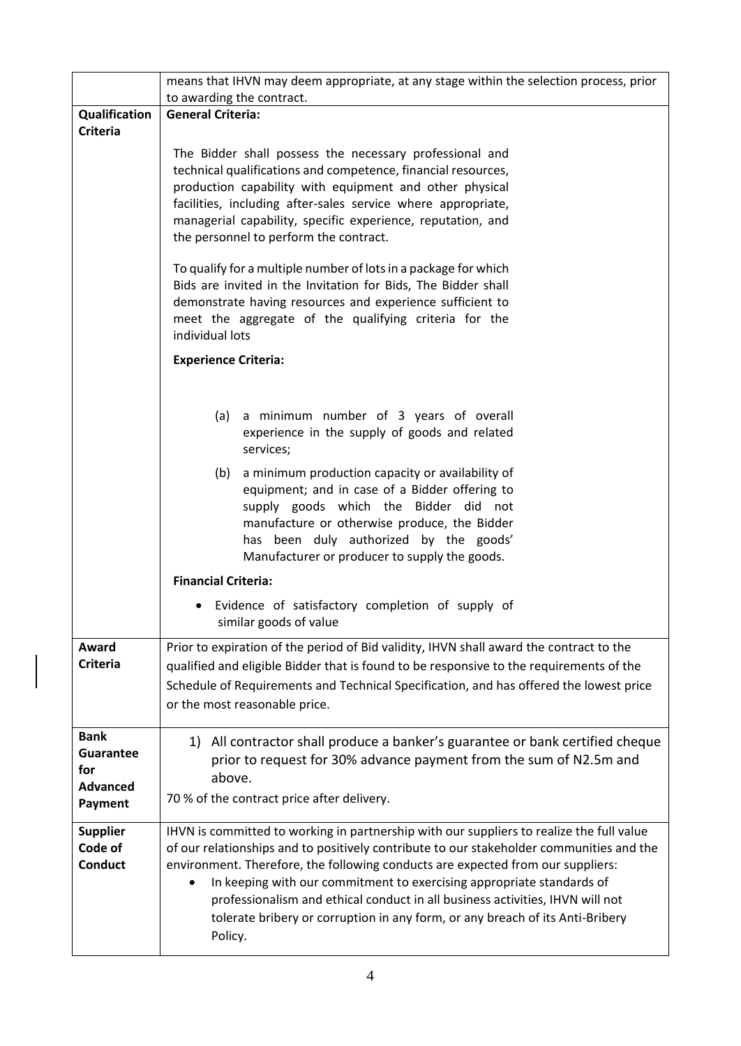| | |
|---|---|
| | means that IHVN may deem appropriate, at any stage within the selection process, prior to awarding the contract. |
| **Qualification Criteria** | **General Criteria:**<br><br>The Bidder shall possess the necessary professional and technical qualifications and competence, financial resources, production capability with equipment and other physical facilities, including after-sales service where appropriate, managerial capability, specific experience, reputation, and the personnel to perform the contract.<br><br>To qualify for a multiple number of lots in a package for which Bids are invited in the Invitation for Bids, The Bidder shall demonstrate having resources and experience sufficient to meet the aggregate of the qualifying criteria for the individual lots<br><br>**Experience Criteria:**<br><br>(a) a minimum number of 3 years of overall experience in the supply of goods and related services;<br><br>(b) a minimum production capacity or availability of equipment; and in case of a Bidder offering to supply goods which the Bidder did not manufacture or otherwise produce, the Bidder has been duly authorized by the goods' Manufacturer or producer to supply the goods.<br><br>**Financial Criteria:**<br><br>• Evidence of satisfactory completion of supply of similar goods of value |
| **Award Criteria** | Prior to expiration of the period of Bid validity, IHVN shall award the contract to the qualified and eligible Bidder that is found to be responsive to the requirements of the Schedule of Requirements and Technical Specification, and has offered the lowest price or the most reasonable price. |
| **Bank Guarantee for Advanced Payment** | 1) All contractor shall produce a banker's guarantee or bank certified cheque prior to request for 30% advance payment from the sum of N2.5m and above.<br><br>70 % of the contract price after delivery. |
| **Supplier Code of Conduct** | IHVN is committed to working in partnership with our suppliers to realize the full value of our relationships and to positively contribute to our stakeholder communities and the environment. Therefore, the following conducts are expected from our suppliers:<br><br>• In keeping with our commitment to exercising appropriate standards of professionalism and ethical conduct in all business activities, IHVN will not tolerate bribery or corruption in any form, or any breach of its Anti-Bribery Policy. |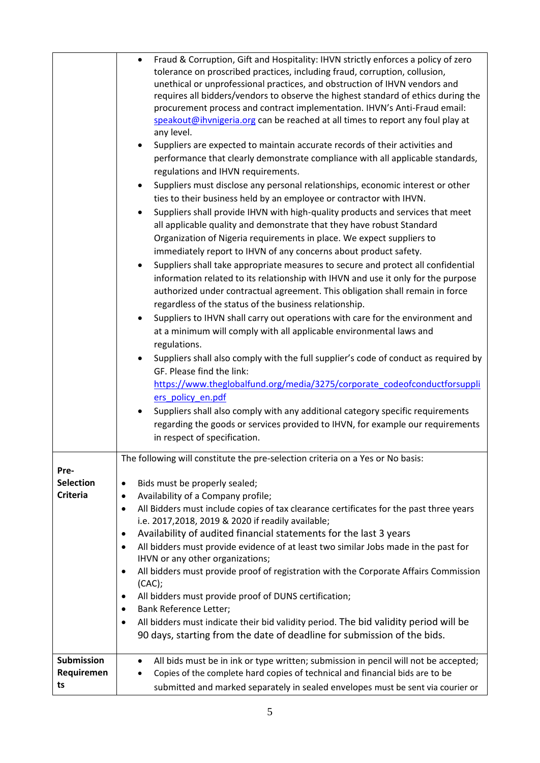| | |
|---|---|
| | • Fraud & Corruption, Gift and Hospitality: IHVN strictly enforces a policy of zero tolerance on proscribed practices, including fraud, corruption, collusion, unethical or unprofessional practices, and obstruction of IHVN vendors and requires all bidders/vendors to observe the highest standard of ethics during the procurement process and contract implementation. IHVN's Anti-Fraud email: [speakout@ihvnigeria.org](mailto:speakout@ihvnigeria.org) can be reached at all times to report any foul play at any level.<br>• Suppliers are expected to maintain accurate records of their activities and performance that clearly demonstrate compliance with all applicable standards, regulations and IHVN requirements.<br>• Suppliers must disclose any personal relationships, economic interest or other ties to their business held by an employee or contractor with IHVN.<br>• Suppliers shall provide IHVN with high-quality products and services that meet all applicable quality and demonstrate that they have robust Standard Organization of Nigeria requirements in place. We expect suppliers to immediately report to IHVN of any concerns about product safety.<br>• Suppliers shall take appropriate measures to secure and protect all confidential information related to its relationship with IHVN and use it only for the purpose authorized under contractual agreement. This obligation shall remain in force regardless of the status of the business relationship.<br>• Suppliers to IHVN shall carry out operations with care for the environment and at a minimum will comply with all applicable environmental laws and regulations.<br>• Suppliers shall also comply with the full supplier's code of conduct as required by GF. Please find the link: [https://www.theglobalfund.org/media/3275/corporate_codeofconductforsuppliers_policy_en.pdf](https://www.theglobalfund.org/media/3275/corporate_codeofconductforsuppliers_policy_en.pdf)<br>• Suppliers shall also comply with any additional category specific requirements regarding the goods or services provided to IHVN, for example our requirements in respect of specification. |
| **Pre-Selection Criteria** | The following will constitute the pre-selection criteria on a Yes or No basis:<br><br>• Bids must be properly sealed;<br>• Availability of a Company profile;<br>• All Bidders must include copies of tax clearance certificates for the past three years i.e. 2017,2018, 2019 & 2020 if readily available;<br>• Availability of audited financial statements for the last 3 years<br>• All bidders must provide evidence of at least two similar Jobs made in the past for IHVN or any other organizations;<br>• All bidders must provide proof of registration with the Corporate Affairs Commission (CAC);<br>• All bidders must provide proof of DUNS certification;<br>• Bank Reference Letter;<br>• All bidders must indicate their bid validity period. The bid validity period will be 90 days, starting from the date of deadline for submission of the bids. |
| **Submission Requirements** | • All bids must be in ink or type written; submission in pencil will not be accepted;<br>• Copies of the complete hard copies of technical and financial bids are to be submitted and marked separately in sealed envelopes must be sent via courier or |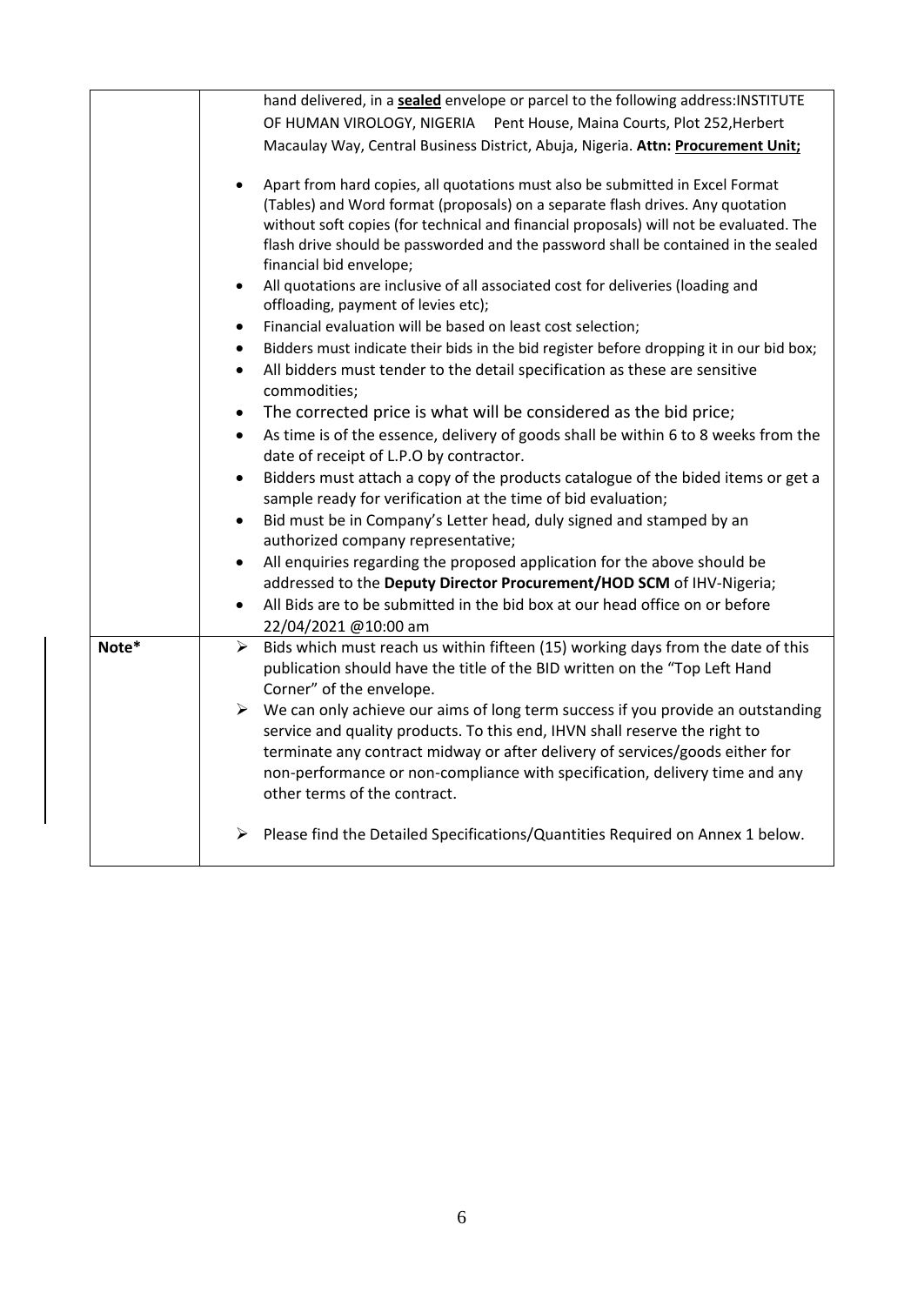| | |
|---|---|
| | hand delivered, in a **sealed** envelope or parcel to the following address:INSTITUTE OF HUMAN VIROLOGY, NIGERIA Pent House, Maina Courts, Plot 252,Herbert Macaulay Way, Central Business District, Abuja, Nigeria. **Attn: Procurement Unit;**<br><br>• Apart from hard copies, all quotations must also be submitted in Excel Format (Tables) and Word format (proposals) on a separate flash drives. Any quotation without soft copies (for technical and financial proposals) will not be evaluated. The flash drive should be passworded and the password shall be contained in the sealed financial bid envelope;<br>• All quotations are inclusive of all associated cost for deliveries (loading and offloading, payment of levies etc);<br>• Financial evaluation will be based on least cost selection;<br>• Bidders must indicate their bids in the bid register before dropping it in our bid box;<br>• All bidders must tender to the detail specification as these are sensitive commodities;<br>• The corrected price is what will be considered as the bid price;<br>• As time is of the essence, delivery of goods shall be within 6 to 8 weeks from the date of receipt of L.P.O by contractor.<br>• Bidders must attach a copy of the products catalogue of the bided items or get a sample ready for verification at the time of bid evaluation;<br>• Bid must be in Company's Letter head, duly signed and stamped by an authorized company representative;<br>• All enquiries regarding the proposed application for the above should be addressed to the **Deputy Director Procurement/HOD SCM** of IHV-Nigeria;<br>• All Bids are to be submitted in the bid box at our head office on or before 22/04/2021 @10:00 am |
| **Note*** | ➢ Bids which must reach us within fifteen (15) working days from the date of this publication should have the title of the BID written on the "Top Left Hand Corner" of the envelope.<br>➢ We can only achieve our aims of long term success if you provide an outstanding service and quality products. To this end, IHVN shall reserve the right to terminate any contract midway or after delivery of services/goods either for non-performance or non-compliance with specification, delivery time and any other terms of the contract.<br><br>➢ Please find the Detailed Specifications/Quantities Required on Annex 1 below. |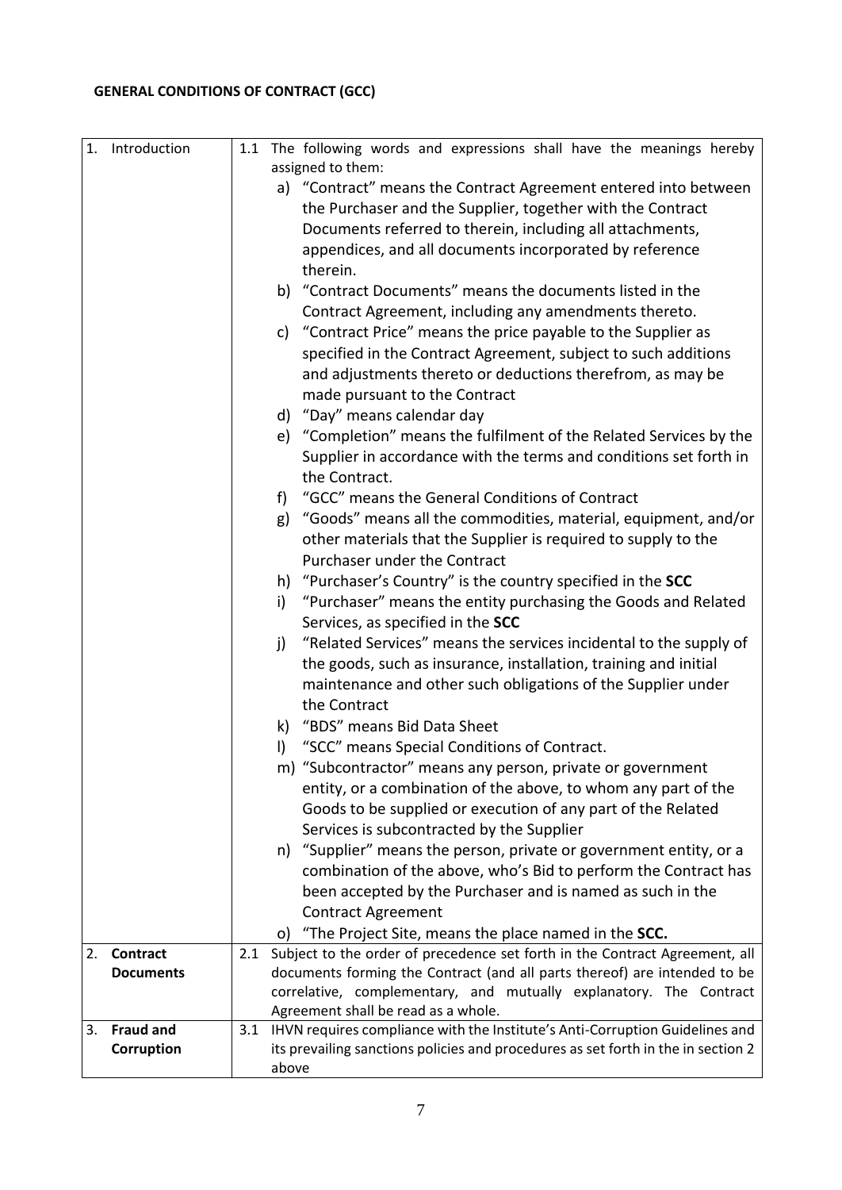**GENERAL CONDITIONS OF CONTRACT (GCC)**

| | |
|---|---|
| 1. Introduction | 1.1 The following words and expressions shall have the meanings hereby assigned to them:<br>a) "Contract" means the Contract Agreement entered into between the Purchaser and the Supplier, together with the Contract Documents referred to therein, including all attachments, appendices, and all documents incorporated by reference therein.<br>b) "Contract Documents" means the documents listed in the Contract Agreement, including any amendments thereto.<br>c) "Contract Price" means the price payable to the Supplier as specified in the Contract Agreement, subject to such additions and adjustments thereto or deductions therefrom, as may be made pursuant to the Contract<br>d) "Day" means calendar day<br>e) "Completion" means the fulfilment of the Related Services by the Supplier in accordance with the terms and conditions set forth in the Contract.<br>f) "GCC" means the General Conditions of Contract<br>g) "Goods" means all the commodities, material, equipment, and/or other materials that the Supplier is required to supply to the Purchaser under the Contract<br>h) "Purchaser's Country" is the country specified in the **SCC**<br>i) "Purchaser" means the entity purchasing the Goods and Related Services, as specified in the **SCC**<br>j) "Related Services" means the services incidental to the supply of the goods, such as insurance, installation, training and initial maintenance and other such obligations of the Supplier under the Contract<br>k) "BDS" means Bid Data Sheet<br>l) "SCC" means Special Conditions of Contract.<br>m) "Subcontractor" means any person, private or government entity, or a combination of the above, to whom any part of the Goods to be supplied or execution of any part of the Related Services is subcontracted by the Supplier<br>n) "Supplier" means the person, private or government entity, or a combination of the above, who's Bid to perform the Contract has been accepted by the Purchaser and is named as such in the Contract Agreement<br>o) "The Project Site, means the place named in the **SCC.** |
| 2. **Contract Documents** | 2.1 Subject to the order of precedence set forth in the Contract Agreement, all documents forming the Contract (and all parts thereof) are intended to be correlative, complementary, and mutually explanatory. The Contract Agreement shall be read as a whole. |
| 3. **Fraud and Corruption** | 3.1 IHVN requires compliance with the Institute's Anti-Corruption Guidelines and its prevailing sanctions policies and procedures as set forth in the in section 2 above |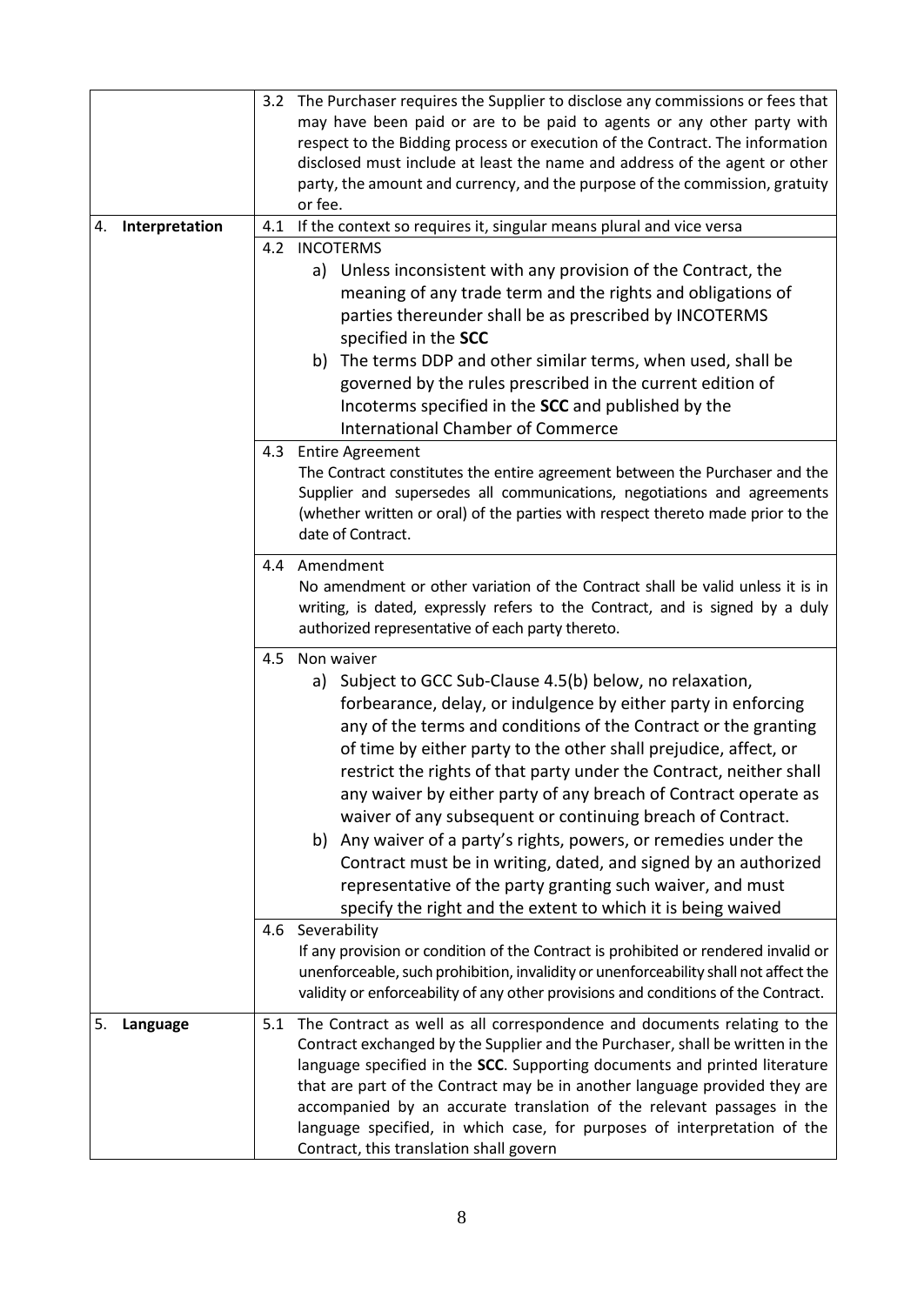| | |
|---|---|
| | 3.2 The Purchaser requires the Supplier to disclose any commissions or fees that may have been paid or are to be paid to agents or any other party with respect to the Bidding process or execution of the Contract. The information disclosed must include at least the name and address of the agent or other party, the amount and currency, and the purpose of the commission, gratuity or fee. |
| 4. **Interpretation** | 4.1 If the context so requires it, singular means plural and vice versa |
| | 4.2 INCOTERMS<br>a) Unless inconsistent with any provision of the Contract, the meaning of any trade term and the rights and obligations of parties thereunder shall be as prescribed by INCOTERMS specified in the **SCC**<br>b) The terms DDP and other similar terms, when used, shall be governed by the rules prescribed in the current edition of Incoterms specified in the **SCC** and published by the International Chamber of Commerce |
| | 4.3 Entire Agreement<br>The Contract constitutes the entire agreement between the Purchaser and the Supplier and supersedes all communications, negotiations and agreements (whether written or oral) of the parties with respect thereto made prior to the date of Contract. |
| | 4.4 Amendment<br>No amendment or other variation of the Contract shall be valid unless it is in writing, is dated, expressly refers to the Contract, and is signed by a duly authorized representative of each party thereto. |
| | 4.5 Non waiver<br>a) Subject to GCC Sub-Clause 4.5(b) below, no relaxation, forbearance, delay, or indulgence by either party in enforcing any of the terms and conditions of the Contract or the granting of time by either party to the other shall prejudice, affect, or restrict the rights of that party under the Contract, neither shall any waiver by either party of any breach of Contract operate as waiver of any subsequent or continuing breach of Contract.<br>b) Any waiver of a party's rights, powers, or remedies under the Contract must be in writing, dated, and signed by an authorized representative of the party granting such waiver, and must specify the right and the extent to which it is being waived |
| | 4.6 Severability<br>If any provision or condition of the Contract is prohibited or rendered invalid or unenforceable, such prohibition, invalidity or unenforceability shall not affect the validity or enforceability of any other provisions and conditions of the Contract. |
| 5. **Language** | 5.1 The Contract as well as all correspondence and documents relating to the Contract exchanged by the Supplier and the Purchaser, shall be written in the language specified in the **SCC**. Supporting documents and printed literature that are part of the Contract may be in another language provided they are accompanied by an accurate translation of the relevant passages in the language specified, in which case, for purposes of interpretation of the Contract, this translation shall govern |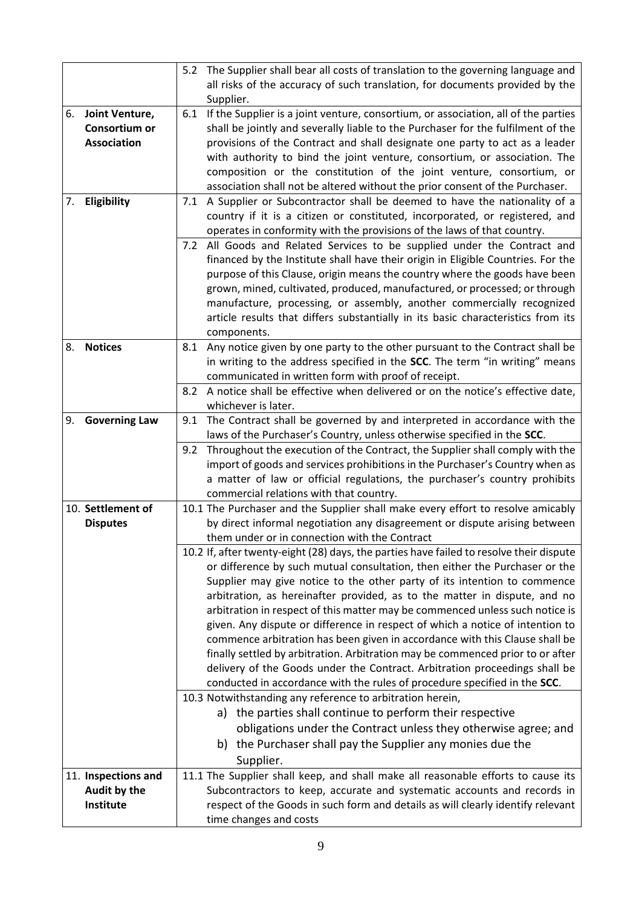| | |
|---|---|
| | 5.2 The Supplier shall bear all costs of translation to the governing language and all risks of the accuracy of such translation, for documents provided by the Supplier. |
| 6. **Joint Venture, Consortium or Association** | 6.1 If the Supplier is a joint venture, consortium, or association, all of the parties shall be jointly and severally liable to the Purchaser for the fulfilment of the provisions of the Contract and shall designate one party to act as a leader with authority to bind the joint venture, consortium, or association. The composition or the constitution of the joint venture, consortium, or association shall not be altered without the prior consent of the Purchaser. |
| 7. **Eligibility** | 7.1 A Supplier or Subcontractor shall be deemed to have the nationality of a country if it is a citizen or constituted, incorporated, or registered, and operates in conformity with the provisions of the laws of that country. |
| | 7.2 All Goods and Related Services to be supplied under the Contract and financed by the Institute shall have their origin in Eligible Countries. For the purpose of this Clause, origin means the country where the goods have been grown, mined, cultivated, produced, manufactured, or processed; or through manufacture, processing, or assembly, another commercially recognized article results that differs substantially in its basic characteristics from its components. |
| 8. **Notices** | 8.1 Any notice given by one party to the other pursuant to the Contract shall be in writing to the address specified in the **SCC**. The term "in writing" means communicated in written form with proof of receipt. |
| | 8.2 A notice shall be effective when delivered or on the notice's effective date, whichever is later. |
| 9. **Governing Law** | 9.1 The Contract shall be governed by and interpreted in accordance with the laws of the Purchaser's Country, unless otherwise specified in the **SCC**. |
| | 9.2 Throughout the execution of the Contract, the Supplier shall comply with the import of goods and services prohibitions in the Purchaser's Country when as a matter of law or official regulations, the purchaser's country prohibits commercial relations with that country. |
| 10. **Settlement of Disputes** | 10.1 The Purchaser and the Supplier shall make every effort to resolve amicably by direct informal negotiation any disagreement or dispute arising between them under or in connection with the Contract |
| | 10.2 If, after twenty-eight (28) days, the parties have failed to resolve their dispute or difference by such mutual consultation, then either the Purchaser or the Supplier may give notice to the other party of its intention to commence arbitration, as hereinafter provided, as to the matter in dispute, and no arbitration in respect of this matter may be commenced unless such notice is given. Any dispute or difference in respect of which a notice of intention to commence arbitration has been given in accordance with this Clause shall be finally settled by arbitration. Arbitration may be commenced prior to or after delivery of the Goods under the Contract. Arbitration proceedings shall be conducted in accordance with the rules of procedure specified in the **SCC**. |
| | 10.3 Notwithstanding any reference to arbitration herein,<br>a) the parties shall continue to perform their respective obligations under the Contract unless they otherwise agree; and<br>b) the Purchaser shall pay the Supplier any monies due the Supplier. |
| 11. **Inspections and Audit by the Institute** | 11.1 The Supplier shall keep, and shall make all reasonable efforts to cause its Subcontractors to keep, accurate and systematic accounts and records in respect of the Goods in such form and details as will clearly identify relevant time changes and costs |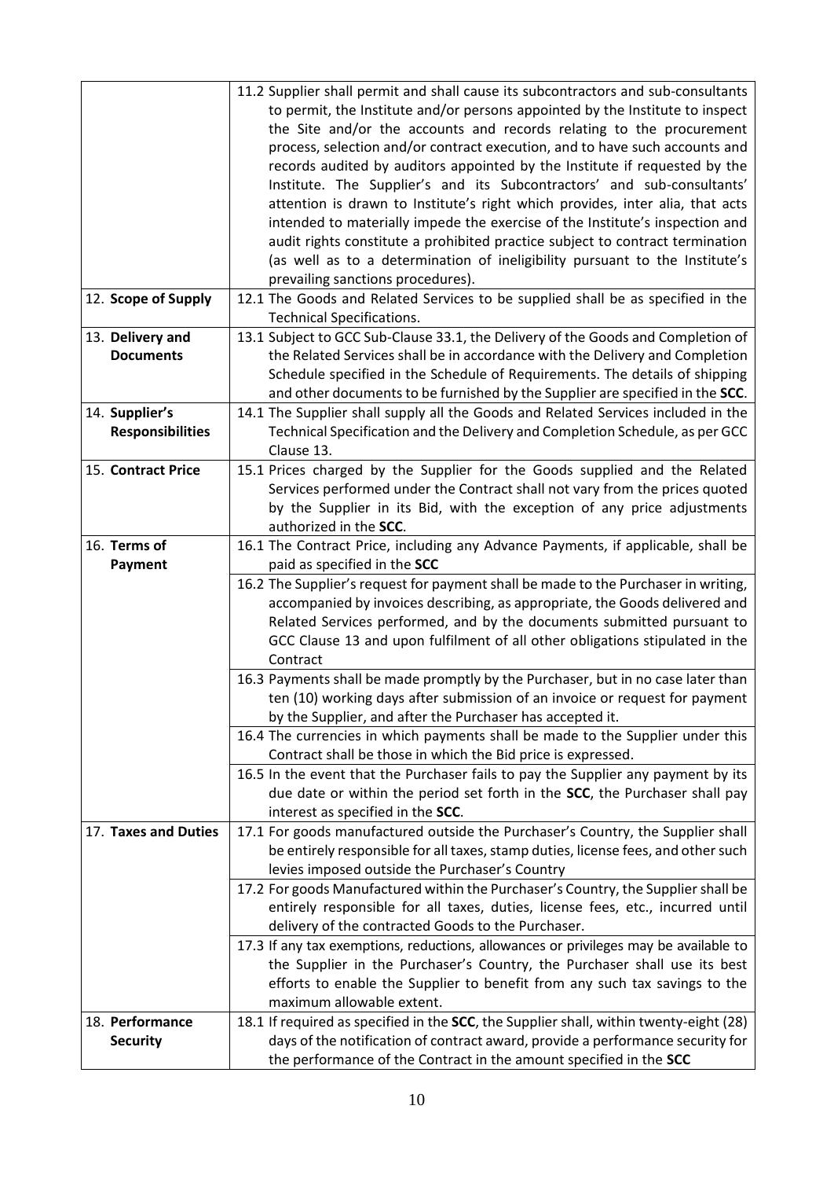| | |
|---|---|
| | 11.2 Supplier shall permit and shall cause its subcontractors and sub-consultants to permit, the Institute and/or persons appointed by the Institute to inspect the Site and/or the accounts and records relating to the procurement process, selection and/or contract execution, and to have such accounts and records audited by auditors appointed by the Institute if requested by the Institute. The Supplier's and its Subcontractors' and sub-consultants' attention is drawn to Institute's right which provides, inter alia, that acts intended to materially impede the exercise of the Institute's inspection and audit rights constitute a prohibited practice subject to contract termination (as well as to a determination of ineligibility pursuant to the Institute's prevailing sanctions procedures). |
| 12. **Scope of Supply** | 12.1 The Goods and Related Services to be supplied shall be as specified in the Technical Specifications. |
| 13. **Delivery and Documents** | 13.1 Subject to GCC Sub-Clause 33.1, the Delivery of the Goods and Completion of the Related Services shall be in accordance with the Delivery and Completion Schedule specified in the Schedule of Requirements. The details of shipping and other documents to be furnished by the Supplier are specified in the **SCC**. |
| 14. **Supplier's Responsibilities** | 14.1 The Supplier shall supply all the Goods and Related Services included in the Technical Specification and the Delivery and Completion Schedule, as per GCC Clause 13. |
| 15. **Contract Price** | 15.1 Prices charged by the Supplier for the Goods supplied and the Related Services performed under the Contract shall not vary from the prices quoted by the Supplier in its Bid, with the exception of any price adjustments authorized in the **SCC**. |
| 16. **Terms of Payment** | 16.1 The Contract Price, including any Advance Payments, if applicable, shall be paid as specified in the **SCC** |
| | 16.2 The Supplier's request for payment shall be made to the Purchaser in writing, accompanied by invoices describing, as appropriate, the Goods delivered and Related Services performed, and by the documents submitted pursuant to GCC Clause 13 and upon fulfilment of all other obligations stipulated in the Contract |
| | 16.3 Payments shall be made promptly by the Purchaser, but in no case later than ten (10) working days after submission of an invoice or request for payment by the Supplier, and after the Purchaser has accepted it. |
| | 16.4 The currencies in which payments shall be made to the Supplier under this Contract shall be those in which the Bid price is expressed. |
| | 16.5 In the event that the Purchaser fails to pay the Supplier any payment by its due date or within the period set forth in the **SCC**, the Purchaser shall pay interest as specified in the **SCC**. |
| 17. **Taxes and Duties** | 17.1 For goods manufactured outside the Purchaser's Country, the Supplier shall be entirely responsible for all taxes, stamp duties, license fees, and other such levies imposed outside the Purchaser's Country |
| | 17.2 For goods Manufactured within the Purchaser's Country, the Supplier shall be entirely responsible for all taxes, duties, license fees, etc., incurred until delivery of the contracted Goods to the Purchaser. |
| | 17.3 If any tax exemptions, reductions, allowances or privileges may be available to the Supplier in the Purchaser's Country, the Purchaser shall use its best efforts to enable the Supplier to benefit from any such tax savings to the maximum allowable extent. |
| 18. **Performance Security** | 18.1 If required as specified in the **SCC**, the Supplier shall, within twenty-eight (28) days of the notification of contract award, provide a performance security for the performance of the Contract in the amount specified in the **SCC** |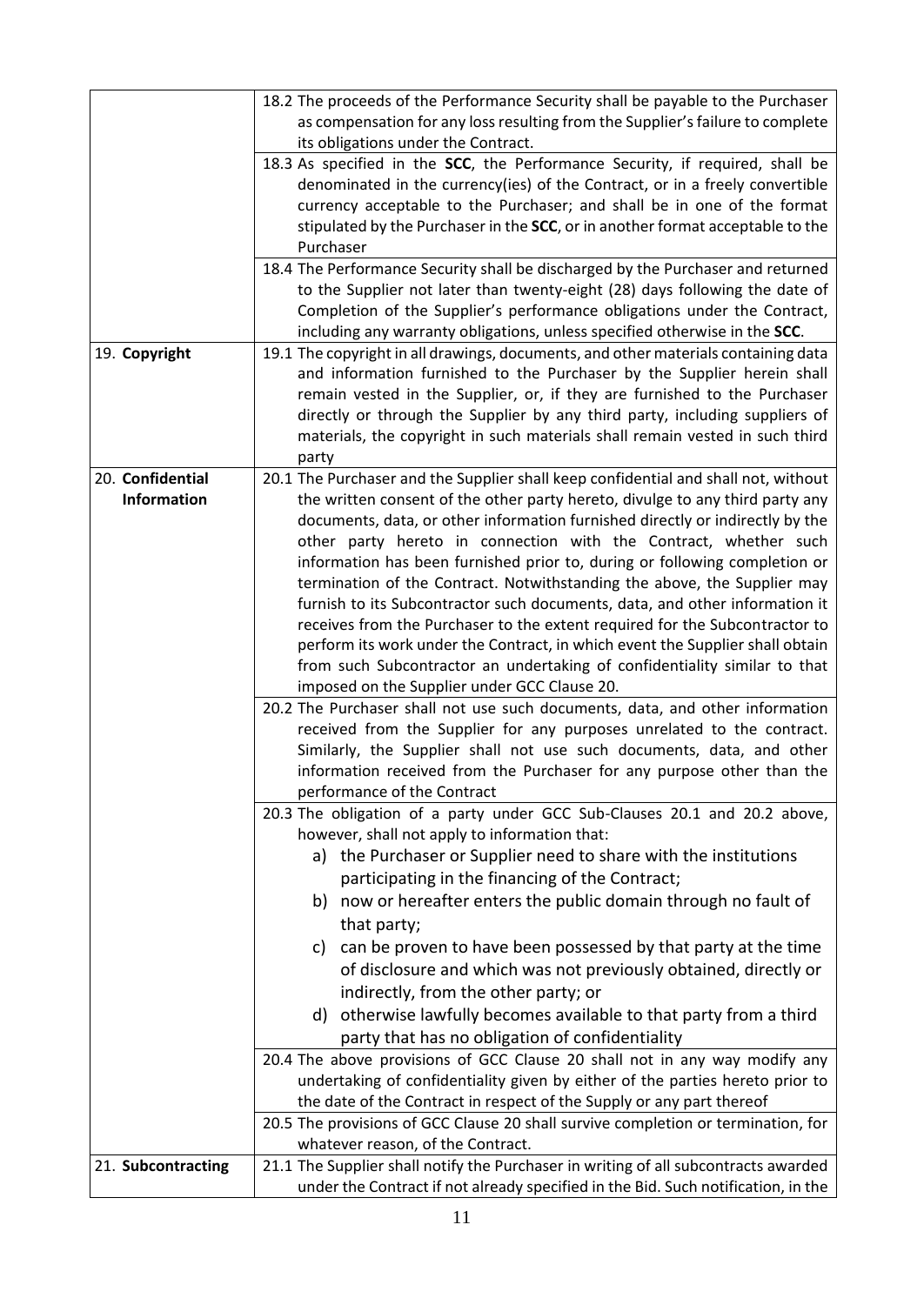| | |
|---|---|
| | 18.2 The proceeds of the Performance Security shall be payable to the Purchaser as compensation for any loss resulting from the Supplier's failure to complete its obligations under the Contract. |
| | 18.3 As specified in the **SCC**, the Performance Security, if required, shall be denominated in the currency(ies) of the Contract, or in a freely convertible currency acceptable to the Purchaser; and shall be in one of the format stipulated by the Purchaser in the **SCC**, or in another format acceptable to the Purchaser |
| | 18.4 The Performance Security shall be discharged by the Purchaser and returned to the Supplier not later than twenty-eight (28) days following the date of Completion of the Supplier's performance obligations under the Contract, including any warranty obligations, unless specified otherwise in the **SCC**. |
| 19. **Copyright** | 19.1 The copyright in all drawings, documents, and other materials containing data and information furnished to the Purchaser by the Supplier herein shall remain vested in the Supplier, or, if they are furnished to the Purchaser directly or through the Supplier by any third party, including suppliers of materials, the copyright in such materials shall remain vested in such third party |
| 20. **Confidential Information** | 20.1 The Purchaser and the Supplier shall keep confidential and shall not, without the written consent of the other party hereto, divulge to any third party any documents, data, or other information furnished directly or indirectly by the other party hereto in connection with the Contract, whether such information has been furnished prior to, during or following completion or termination of the Contract. Notwithstanding the above, the Supplier may furnish to its Subcontractor such documents, data, and other information it receives from the Purchaser to the extent required for the Subcontractor to perform its work under the Contract, in which event the Supplier shall obtain from such Subcontractor an undertaking of confidentiality similar to that imposed on the Supplier under GCC Clause 20. |
| | 20.2 The Purchaser shall not use such documents, data, and other information received from the Supplier for any purposes unrelated to the contract. Similarly, the Supplier shall not use such documents, data, and other information received from the Purchaser for any purpose other than the performance of the Contract |
| | 20.3 The obligation of a party under GCC Sub-Clauses 20.1 and 20.2 above, however, shall not apply to information that:<br>a) the Purchaser or Supplier need to share with the institutions participating in the financing of the Contract;<br>b) now or hereafter enters the public domain through no fault of that party;<br>c) can be proven to have been possessed by that party at the time of disclosure and which was not previously obtained, directly or indirectly, from the other party; or<br>d) otherwise lawfully becomes available to that party from a third party that has no obligation of confidentiality |
| | 20.4 The above provisions of GCC Clause 20 shall not in any way modify any undertaking of confidentiality given by either of the parties hereto prior to the date of the Contract in respect of the Supply or any part thereof |
| | 20.5 The provisions of GCC Clause 20 shall survive completion or termination, for whatever reason, of the Contract. |
| 21. **Subcontracting** | 21.1 The Supplier shall notify the Purchaser in writing of all subcontracts awarded under the Contract if not already specified in the Bid. Such notification, in the |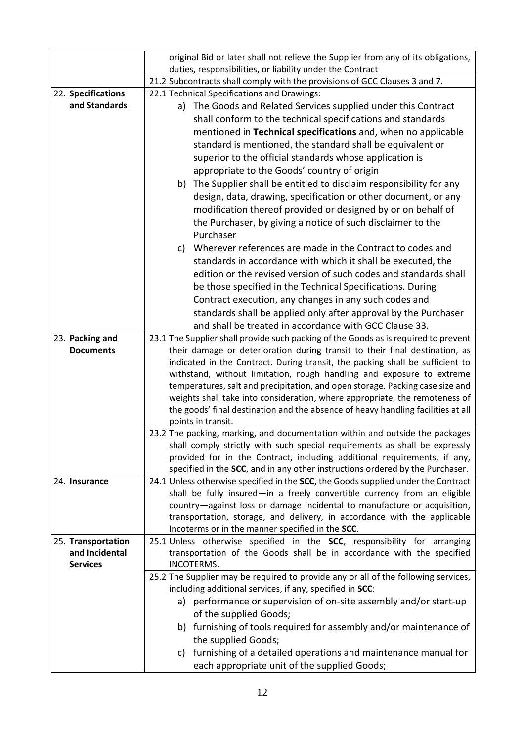| | |
|---|---|
| | original Bid or later shall not relieve the Supplier from any of its obligations, duties, responsibilities, or liability under the Contract |
| | 21.2 Subcontracts shall comply with the provisions of GCC Clauses 3 and 7. |
| 22. **Specifications and Standards** | 22.1 Technical Specifications and Drawings:<br>a) The Goods and Related Services supplied under this Contract shall conform to the technical specifications and standards mentioned in **Technical specifications** and, when no applicable standard is mentioned, the standard shall be equivalent or superior to the official standards whose application is appropriate to the Goods' country of origin<br>b) The Supplier shall be entitled to disclaim responsibility for any design, data, drawing, specification or other document, or any modification thereof provided or designed by or on behalf of the Purchaser, by giving a notice of such disclaimer to the Purchaser<br>c) Wherever references are made in the Contract to codes and standards in accordance with which it shall be executed, the edition or the revised version of such codes and standards shall be those specified in the Technical Specifications. During Contract execution, any changes in any such codes and standards shall be applied only after approval by the Purchaser and shall be treated in accordance with GCC Clause 33. |
| 23. **Packing and Documents** | 23.1 The Supplier shall provide such packing of the Goods as is required to prevent their damage or deterioration during transit to their final destination, as indicated in the Contract. During transit, the packing shall be sufficient to withstand, without limitation, rough handling and exposure to extreme temperatures, salt and precipitation, and open storage. Packing case size and weights shall take into consideration, where appropriate, the remoteness of the goods' final destination and the absence of heavy handling facilities at all points in transit. |
| | 23.2 The packing, marking, and documentation within and outside the packages shall comply strictly with such special requirements as shall be expressly provided for in the Contract, including additional requirements, if any, specified in the **SCC**, and in any other instructions ordered by the Purchaser. |
| 24. **Insurance** | 24.1 Unless otherwise specified in the **SCC**, the Goods supplied under the Contract shall be fully insured—in a freely convertible currency from an eligible country—against loss or damage incidental to manufacture or acquisition, transportation, storage, and delivery, in accordance with the applicable Incoterms or in the manner specified in the **SCC**. |
| 25. **Transportation and Incidental Services** | 25.1 Unless otherwise specified in the **SCC**, responsibility for arranging transportation of the Goods shall be in accordance with the specified INCOTERMS. |
| | 25.2 The Supplier may be required to provide any or all of the following services, including additional services, if any, specified in **SCC**:<br>a) performance or supervision of on-site assembly and/or start-up of the supplied Goods;<br>b) furnishing of tools required for assembly and/or maintenance of the supplied Goods;<br>c) furnishing of a detailed operations and maintenance manual for each appropriate unit of the supplied Goods; |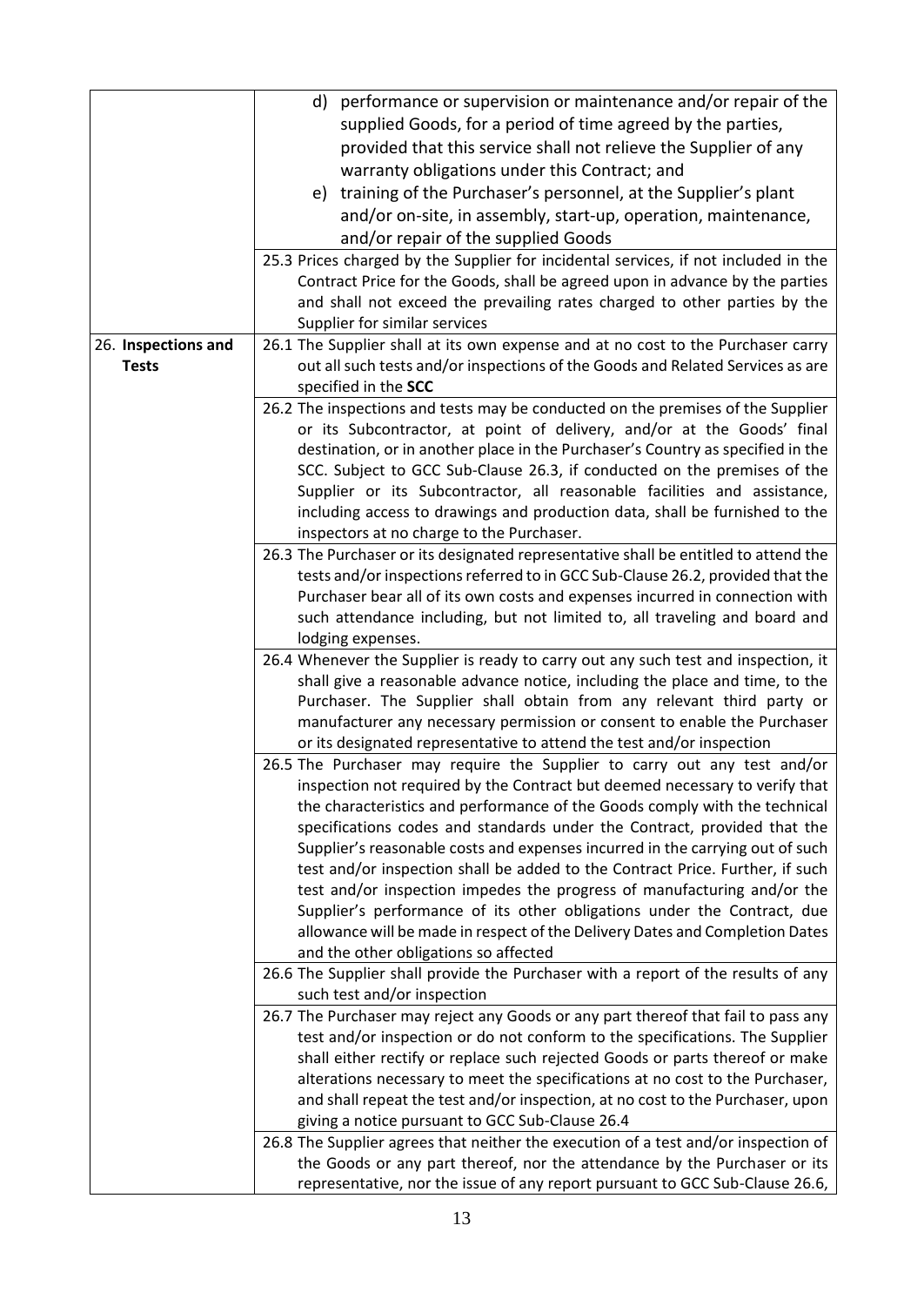| | |
|---|---|
| | d) performance or supervision or maintenance and/or repair of the supplied Goods, for a period of time agreed by the parties, provided that this service shall not relieve the Supplier of any warranty obligations under this Contract; and<br>e) training of the Purchaser's personnel, at the Supplier's plant and/or on-site, in assembly, start-up, operation, maintenance, and/or repair of the supplied Goods |
| | 25.3 Prices charged by the Supplier for incidental services, if not included in the Contract Price for the Goods, shall be agreed upon in advance by the parties and shall not exceed the prevailing rates charged to other parties by the Supplier for similar services |
| 26. **Inspections and Tests** | 26.1 The Supplier shall at its own expense and at no cost to the Purchaser carry out all such tests and/or inspections of the Goods and Related Services as are specified in the **SCC** |
| | 26.2 The inspections and tests may be conducted on the premises of the Supplier or its Subcontractor, at point of delivery, and/or at the Goods' final destination, or in another place in the Purchaser's Country as specified in the SCC. Subject to GCC Sub-Clause 26.3, if conducted on the premises of the Supplier or its Subcontractor, all reasonable facilities and assistance, including access to drawings and production data, shall be furnished to the inspectors at no charge to the Purchaser. |
| | 26.3 The Purchaser or its designated representative shall be entitled to attend the tests and/or inspections referred to in GCC Sub-Clause 26.2, provided that the Purchaser bear all of its own costs and expenses incurred in connection with such attendance including, but not limited to, all traveling and board and lodging expenses. |
| | 26.4 Whenever the Supplier is ready to carry out any such test and inspection, it shall give a reasonable advance notice, including the place and time, to the Purchaser. The Supplier shall obtain from any relevant third party or manufacturer any necessary permission or consent to enable the Purchaser or its designated representative to attend the test and/or inspection |
| | 26.5 The Purchaser may require the Supplier to carry out any test and/or inspection not required by the Contract but deemed necessary to verify that the characteristics and performance of the Goods comply with the technical specifications codes and standards under the Contract, provided that the Supplier's reasonable costs and expenses incurred in the carrying out of such test and/or inspection shall be added to the Contract Price. Further, if such test and/or inspection impedes the progress of manufacturing and/or the Supplier's performance of its other obligations under the Contract, due allowance will be made in respect of the Delivery Dates and Completion Dates and the other obligations so affected |
| | 26.6 The Supplier shall provide the Purchaser with a report of the results of any such test and/or inspection |
| | 26.7 The Purchaser may reject any Goods or any part thereof that fail to pass any test and/or inspection or do not conform to the specifications. The Supplier shall either rectify or replace such rejected Goods or parts thereof or make alterations necessary to meet the specifications at no cost to the Purchaser, and shall repeat the test and/or inspection, at no cost to the Purchaser, upon giving a notice pursuant to GCC Sub-Clause 26.4 |
| | 26.8 The Supplier agrees that neither the execution of a test and/or inspection of the Goods or any part thereof, nor the attendance by the Purchaser or its representative, nor the issue of any report pursuant to GCC Sub-Clause 26.6, |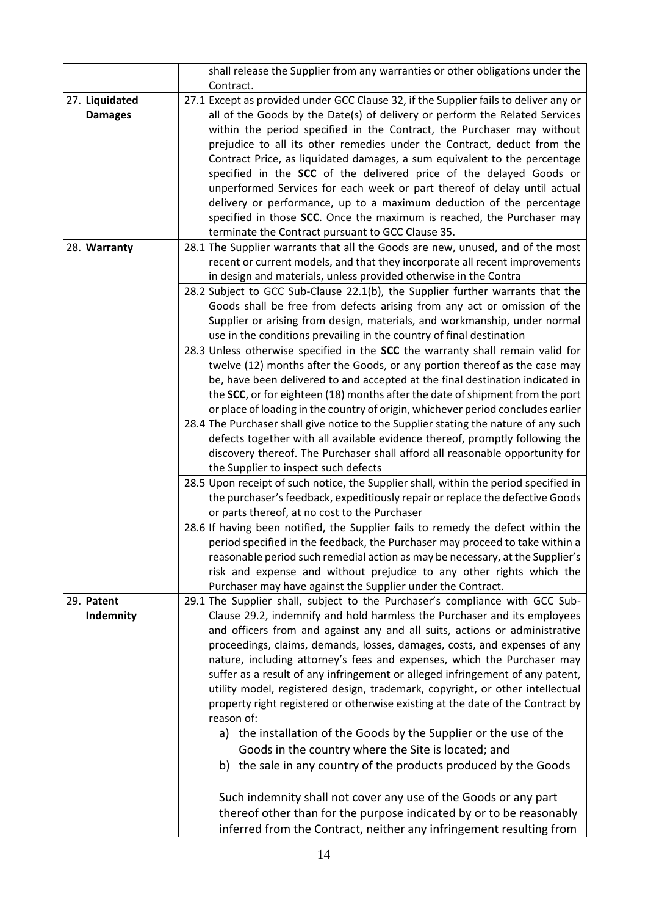| | |
|---|---|
| | shall release the Supplier from any warranties or other obligations under the Contract. |
| 27. **Liquidated Damages** | 27.1 Except as provided under GCC Clause 32, if the Supplier fails to deliver any or all of the Goods by the Date(s) of delivery or perform the Related Services within the period specified in the Contract, the Purchaser may without prejudice to all its other remedies under the Contract, deduct from the Contract Price, as liquidated damages, a sum equivalent to the percentage specified in the **SCC** of the delivered price of the delayed Goods or unperformed Services for each week or part thereof of delay until actual delivery or performance, up to a maximum deduction of the percentage specified in those **SCC**. Once the maximum is reached, the Purchaser may terminate the Contract pursuant to GCC Clause 35. |
| 28. **Warranty** | 28.1 The Supplier warrants that all the Goods are new, unused, and of the most recent or current models, and that they incorporate all recent improvements in design and materials, unless provided otherwise in the Contra |
| | 28.2 Subject to GCC Sub-Clause 22.1(b), the Supplier further warrants that the Goods shall be free from defects arising from any act or omission of the Supplier or arising from design, materials, and workmanship, under normal use in the conditions prevailing in the country of final destination |
| | 28.3 Unless otherwise specified in the **SCC** the warranty shall remain valid for twelve (12) months after the Goods, or any portion thereof as the case may be, have been delivered to and accepted at the final destination indicated in the **SCC**, or for eighteen (18) months after the date of shipment from the port or place of loading in the country of origin, whichever period concludes earlier |
| | 28.4 The Purchaser shall give notice to the Supplier stating the nature of any such defects together with all available evidence thereof, promptly following the discovery thereof. The Purchaser shall afford all reasonable opportunity for the Supplier to inspect such defects |
| | 28.5 Upon receipt of such notice, the Supplier shall, within the period specified in the purchaser's feedback, expeditiously repair or replace the defective Goods or parts thereof, at no cost to the Purchaser |
| | 28.6 If having been notified, the Supplier fails to remedy the defect within the period specified in the feedback, the Purchaser may proceed to take within a reasonable period such remedial action as may be necessary, at the Supplier's risk and expense and without prejudice to any other rights which the Purchaser may have against the Supplier under the Contract. |
| 29. **Patent Indemnity** | 29.1 The Supplier shall, subject to the Purchaser's compliance with GCC Sub-Clause 29.2, indemnify and hold harmless the Purchaser and its employees and officers from and against any and all suits, actions or administrative proceedings, claims, demands, losses, damages, costs, and expenses of any nature, including attorney's fees and expenses, which the Purchaser may suffer as a result of any infringement or alleged infringement of any patent, utility model, registered design, trademark, copyright, or other intellectual property right registered or otherwise existing at the date of the Contract by reason of: <br> a) the installation of the Goods by the Supplier or the use of the Goods in the country where the Site is located; and <br> b) the sale in any country of the products produced by the Goods <br><br> Such indemnity shall not cover any use of the Goods or any part thereof other than for the purpose indicated by or to be reasonably inferred from the Contract, neither any infringement resulting from |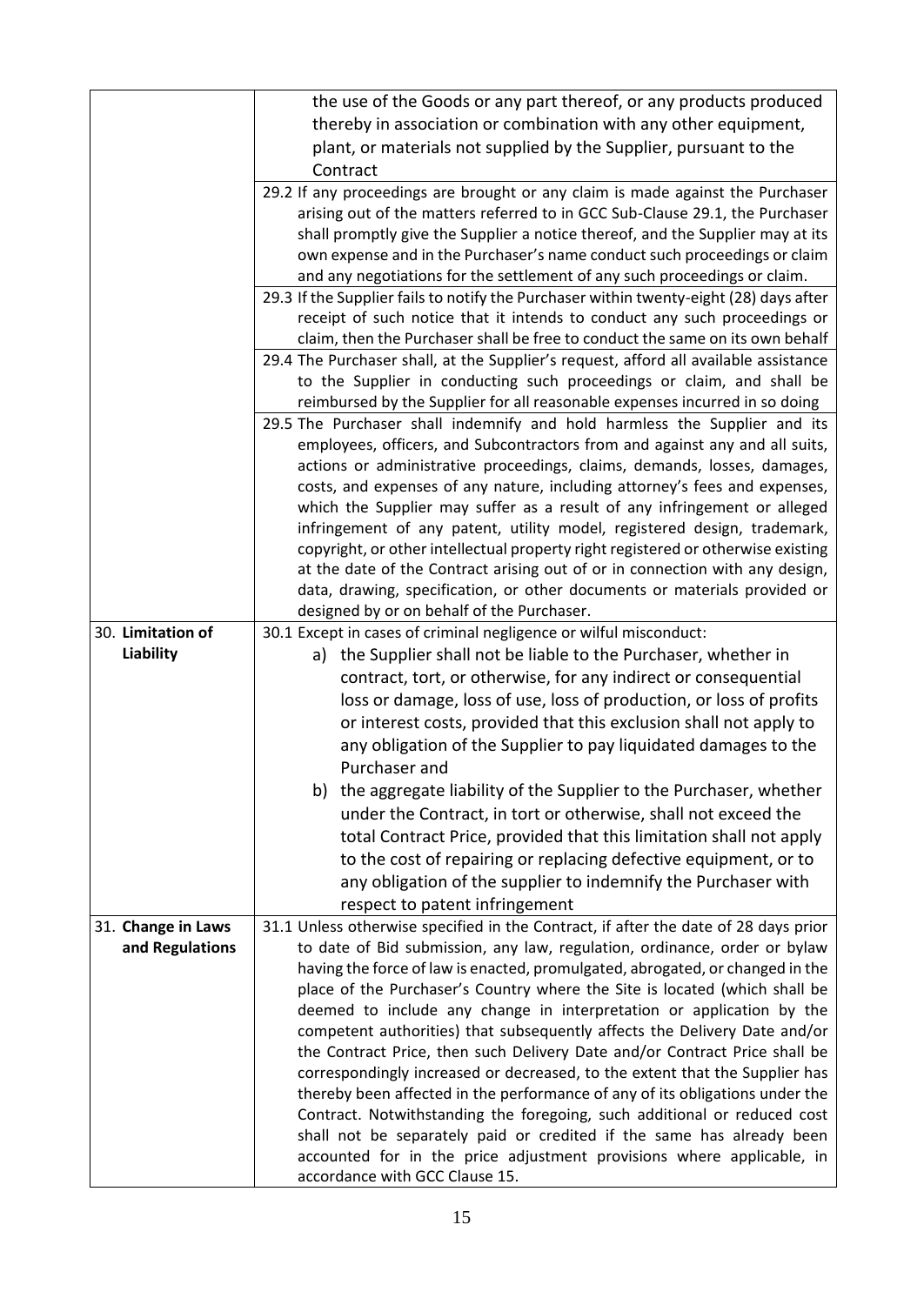| | |
|---|---|
| | the use of the Goods or any part thereof, or any products produced thereby in association or combination with any other equipment, plant, or materials not supplied by the Supplier, pursuant to the Contract |
| | 29.2 If any proceedings are brought or any claim is made against the Purchaser arising out of the matters referred to in GCC Sub-Clause 29.1, the Purchaser shall promptly give the Supplier a notice thereof, and the Supplier may at its own expense and in the Purchaser's name conduct such proceedings or claim and any negotiations for the settlement of any such proceedings or claim. |
| | 29.3 If the Supplier fails to notify the Purchaser within twenty-eight (28) days after receipt of such notice that it intends to conduct any such proceedings or claim, then the Purchaser shall be free to conduct the same on its own behalf |
| | 29.4 The Purchaser shall, at the Supplier's request, afford all available assistance to the Supplier in conducting such proceedings or claim, and shall be reimbursed by the Supplier for all reasonable expenses incurred in so doing |
| | 29.5 The Purchaser shall indemnify and hold harmless the Supplier and its employees, officers, and Subcontractors from and against any and all suits, actions or administrative proceedings, claims, demands, losses, damages, costs, and expenses of any nature, including attorney's fees and expenses, which the Supplier may suffer as a result of any infringement or alleged infringement of any patent, utility model, registered design, trademark, copyright, or other intellectual property right registered or otherwise existing at the date of the Contract arising out of or in connection with any design, data, drawing, specification, or other documents or materials provided or designed by or on behalf of the Purchaser. |
| 30. **Limitation of Liability** | 30.1 Except in cases of criminal negligence or wilful misconduct:<br>a) the Supplier shall not be liable to the Purchaser, whether in contract, tort, or otherwise, for any indirect or consequential loss or damage, loss of use, loss of production, or loss of profits or interest costs, provided that this exclusion shall not apply to any obligation of the Supplier to pay liquidated damages to the Purchaser and<br>b) the aggregate liability of the Supplier to the Purchaser, whether under the Contract, in tort or otherwise, shall not exceed the total Contract Price, provided that this limitation shall not apply to the cost of repairing or replacing defective equipment, or to any obligation of the supplier to indemnify the Purchaser with respect to patent infringement |
| 31. **Change in Laws and Regulations** | 31.1 Unless otherwise specified in the Contract, if after the date of 28 days prior to date of Bid submission, any law, regulation, ordinance, order or bylaw having the force of law is enacted, promulgated, abrogated, or changed in the place of the Purchaser's Country where the Site is located (which shall be deemed to include any change in interpretation or application by the competent authorities) that subsequently affects the Delivery Date and/or the Contract Price, then such Delivery Date and/or Contract Price shall be correspondingly increased or decreased, to the extent that the Supplier has thereby been affected in the performance of any of its obligations under the Contract. Notwithstanding the foregoing, such additional or reduced cost shall not be separately paid or credited if the same has already been accounted for in the price adjustment provisions where applicable, in accordance with GCC Clause 15. |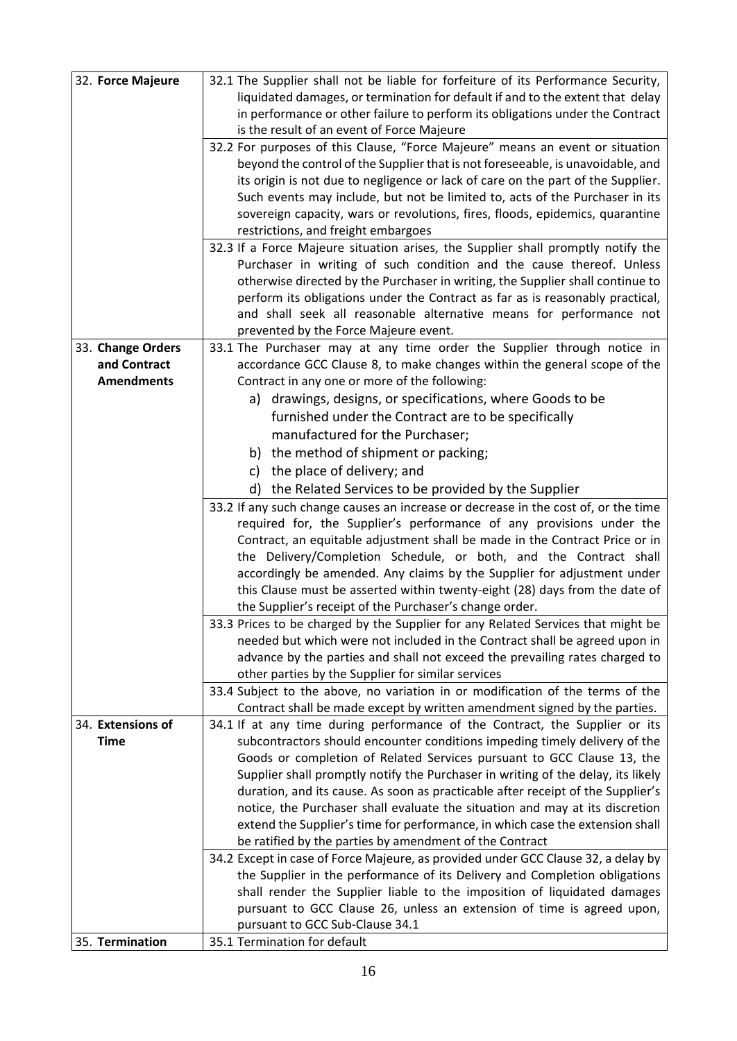| | |
|---|---|
| 32. **Force Majeure** | 32.1 The Supplier shall not be liable for forfeiture of its Performance Security, liquidated damages, or termination for default if and to the extent that delay in performance or other failure to perform its obligations under the Contract is the result of an event of Force Majeure |
| | 32.2 For purposes of this Clause, "Force Majeure" means an event or situation beyond the control of the Supplier that is not foreseeable, is unavoidable, and its origin is not due to negligence or lack of care on the part of the Supplier. Such events may include, but not be limited to, acts of the Purchaser in its sovereign capacity, wars or revolutions, fires, floods, epidemics, quarantine restrictions, and freight embargoes |
| | 32.3 If a Force Majeure situation arises, the Supplier shall promptly notify the Purchaser in writing of such condition and the cause thereof. Unless otherwise directed by the Purchaser in writing, the Supplier shall continue to perform its obligations under the Contract as far as is reasonably practical, and shall seek all reasonable alternative means for performance not prevented by the Force Majeure event. |
| 33. **Change Orders and Contract Amendments** | 33.1 The Purchaser may at any time order the Supplier through notice in accordance GCC Clause 8, to make changes within the general scope of the Contract in any one or more of the following:<br>a) drawings, designs, or specifications, where Goods to be furnished under the Contract are to be specifically manufactured for the Purchaser;<br>b) the method of shipment or packing;<br>c) the place of delivery; and<br>d) the Related Services to be provided by the Supplier |
| | 33.2 If any such change causes an increase or decrease in the cost of, or the time required for, the Supplier's performance of any provisions under the Contract, an equitable adjustment shall be made in the Contract Price or in the Delivery/Completion Schedule, or both, and the Contract shall accordingly be amended. Any claims by the Supplier for adjustment under this Clause must be asserted within twenty-eight (28) days from the date of the Supplier's receipt of the Purchaser's change order. |
| | 33.3 Prices to be charged by the Supplier for any Related Services that might be needed but which were not included in the Contract shall be agreed upon in advance by the parties and shall not exceed the prevailing rates charged to other parties by the Supplier for similar services |
| | 33.4 Subject to the above, no variation in or modification of the terms of the Contract shall be made except by written amendment signed by the parties. |
| 34. **Extensions of Time** | 34.1 If at any time during performance of the Contract, the Supplier or its subcontractors should encounter conditions impeding timely delivery of the Goods or completion of Related Services pursuant to GCC Clause 13, the Supplier shall promptly notify the Purchaser in writing of the delay, its likely duration, and its cause. As soon as practicable after receipt of the Supplier's notice, the Purchaser shall evaluate the situation and may at its discretion extend the Supplier's time for performance, in which case the extension shall be ratified by the parties by amendment of the Contract |
| | 34.2 Except in case of Force Majeure, as provided under GCC Clause 32, a delay by the Supplier in the performance of its Delivery and Completion obligations shall render the Supplier liable to the imposition of liquidated damages pursuant to GCC Clause 26, unless an extension of time is agreed upon, pursuant to GCC Sub-Clause 34.1 |
| 35. **Termination** | 35.1 Termination for default |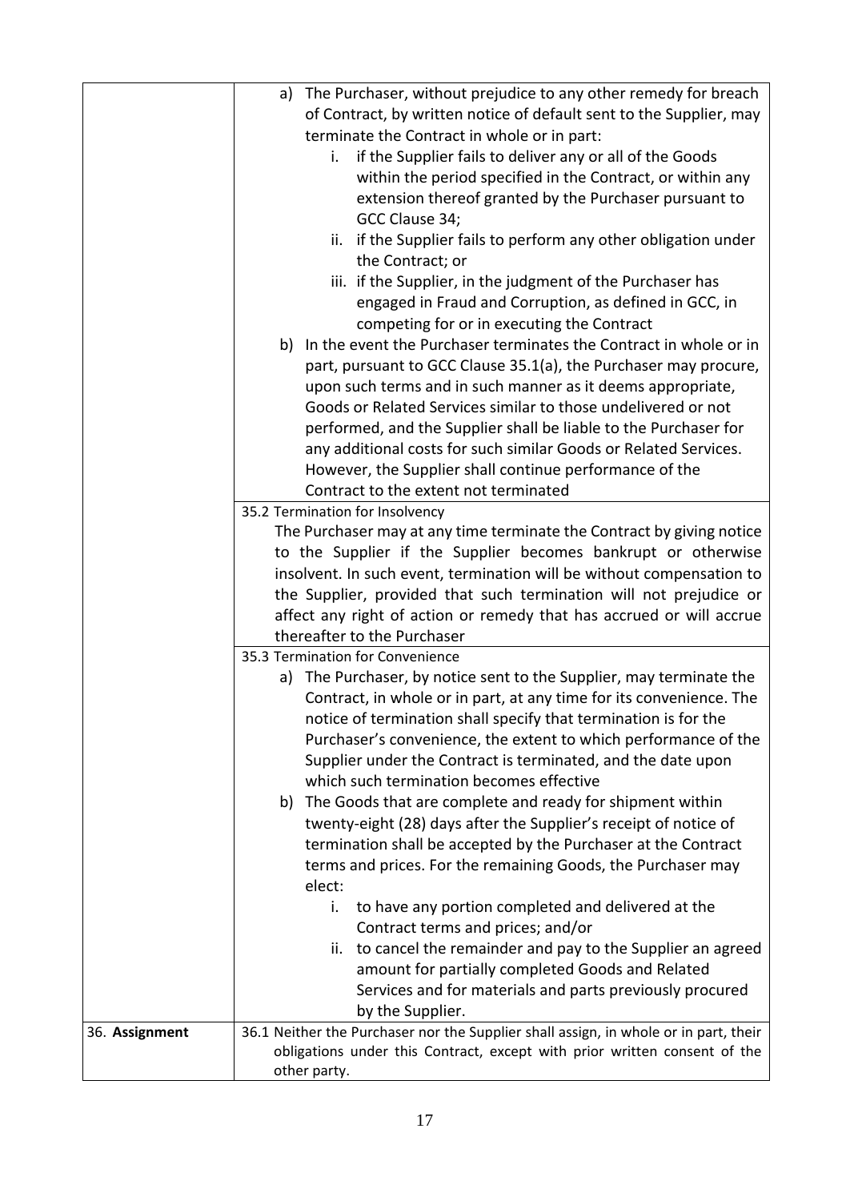| | |
|---|---|
| | a) The Purchaser, without prejudice to any other remedy for breach of Contract, by written notice of default sent to the Supplier, may terminate the Contract in whole or in part:<br>i. if the Supplier fails to deliver any or all of the Goods within the period specified in the Contract, or within any extension thereof granted by the Purchaser pursuant to GCC Clause 34;<br>ii. if the Supplier fails to perform any other obligation under the Contract; or<br>iii. if the Supplier, in the judgment of the Purchaser has engaged in Fraud and Corruption, as defined in GCC, in competing for or in executing the Contract<br>b) In the event the Purchaser terminates the Contract in whole or in part, pursuant to GCC Clause 35.1(a), the Purchaser may procure, upon such terms and in such manner as it deems appropriate, Goods or Related Services similar to those undelivered or not performed, and the Supplier shall be liable to the Purchaser for any additional costs for such similar Goods or Related Services. However, the Supplier shall continue performance of the Contract to the extent not terminated |
| | 35.2 Termination for Insolvency<br>The Purchaser may at any time terminate the Contract by giving notice to the Supplier if the Supplier becomes bankrupt or otherwise insolvent. In such event, termination will be without compensation to the Supplier, provided that such termination will not prejudice or affect any right of action or remedy that has accrued or will accrue thereafter to the Purchaser |
| | 35.3 Termination for Convenience<br>a) The Purchaser, by notice sent to the Supplier, may terminate the Contract, in whole or in part, at any time for its convenience. The notice of termination shall specify that termination is for the Purchaser's convenience, the extent to which performance of the Supplier under the Contract is terminated, and the date upon which such termination becomes effective<br>b) The Goods that are complete and ready for shipment within twenty-eight (28) days after the Supplier's receipt of notice of termination shall be accepted by the Purchaser at the Contract terms and prices. For the remaining Goods, the Purchaser may elect:<br>i. to have any portion completed and delivered at the Contract terms and prices; and/or<br>ii. to cancel the remainder and pay to the Supplier an agreed amount for partially completed Goods and Related Services and for materials and parts previously procured by the Supplier. |
| 36. **Assignment** | 36.1 Neither the Purchaser nor the Supplier shall assign, in whole or in part, their obligations under this Contract, except with prior written consent of the other party. |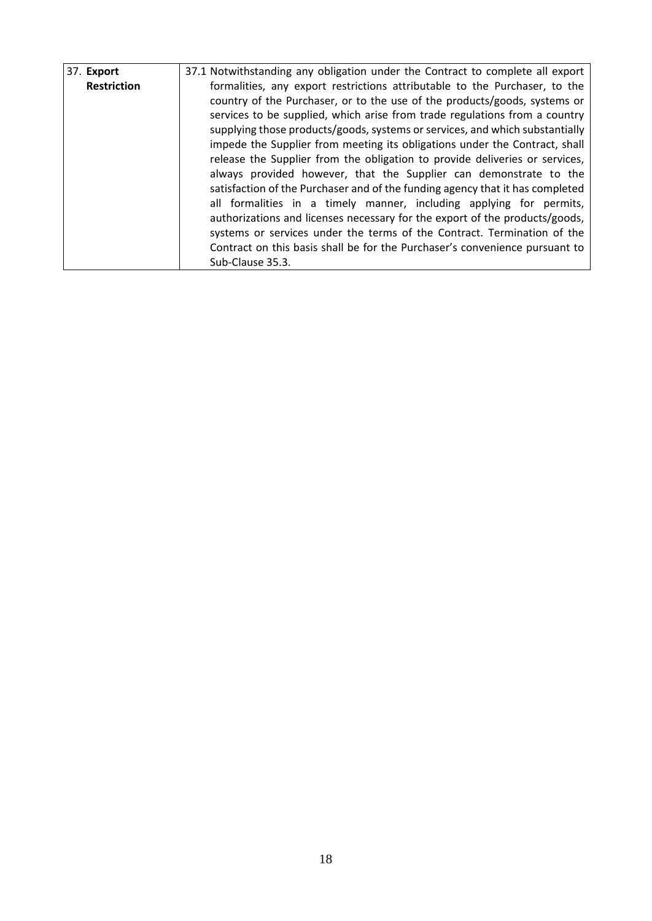| 37. **Export Restriction** | 37.1 Notwithstanding any obligation under the Contract to complete all export formalities, any export restrictions attributable to the Purchaser, to the country of the Purchaser, or to the use of the products/goods, systems or services to be supplied, which arise from trade regulations from a country supplying those products/goods, systems or services, and which substantially impede the Supplier from meeting its obligations under the Contract, shall release the Supplier from the obligation to provide deliveries or services, always provided however, that the Supplier can demonstrate to the satisfaction of the Purchaser and of the funding agency that it has completed all formalities in a timely manner, including applying for permits, authorizations and licenses necessary for the export of the products/goods, systems or services under the terms of the Contract. Termination of the Contract on this basis shall be for the Purchaser's convenience pursuant to Sub-Clause 35.3. |
|---|---|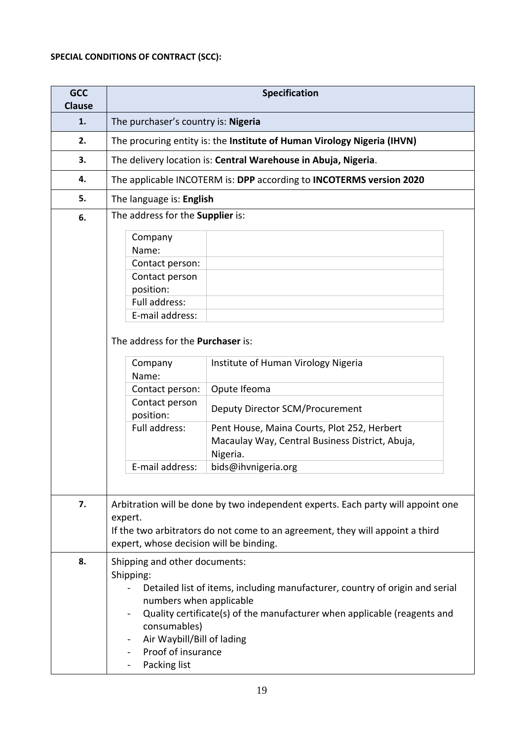**SPECIAL CONDITIONS OF CONTRACT (SCC):**

| GCC Clause | Specification |
|---|---|
| **1.** | The purchaser's country is: **Nigeria** |
| **2.** | The procuring entity is: the **Institute of Human Virology Nigeria (IHVN)** |
| **3.** | The delivery location is: **Central Warehouse in Abuja, Nigeria**. |
| **4.** | The applicable INCOTERM is: **DPP** according to **INCOTERMS version 2020** |
| **5.** | The language is: **English** |
| **6.** | The address for the **Supplier** is:<br><br>Company Name: <br>Contact person: <br>Contact person position: <br>Full address: <br>E-mail address: <br><br>The address for the **Purchaser** is:<br><br>Company Name: Institute of Human Virology Nigeria<br>Contact person: Opute Ifeoma<br>Contact person position: Deputy Director SCM/Procurement<br>Full address: Pent House, Maina Courts, Plot 252, Herbert Macaulay Way, Central Business District, Abuja, Nigeria.<br>E-mail address: bids@ihvnigeria.org |
| **7.** | Arbitration will be done by two independent experts. Each party will appoint one expert.<br>If the two arbitrators do not come to an agreement, they will appoint a third expert, whose decision will be binding. |
| **8.** | Shipping and other documents:<br>Shipping:<br>- Detailed list of items, including manufacturer, country of origin and serial numbers when applicable<br>- Quality certificate(s) of the manufacturer when applicable (reagents and consumables)<br>- Air Waybill/Bill of lading<br>- Proof of insurance<br>- Packing list |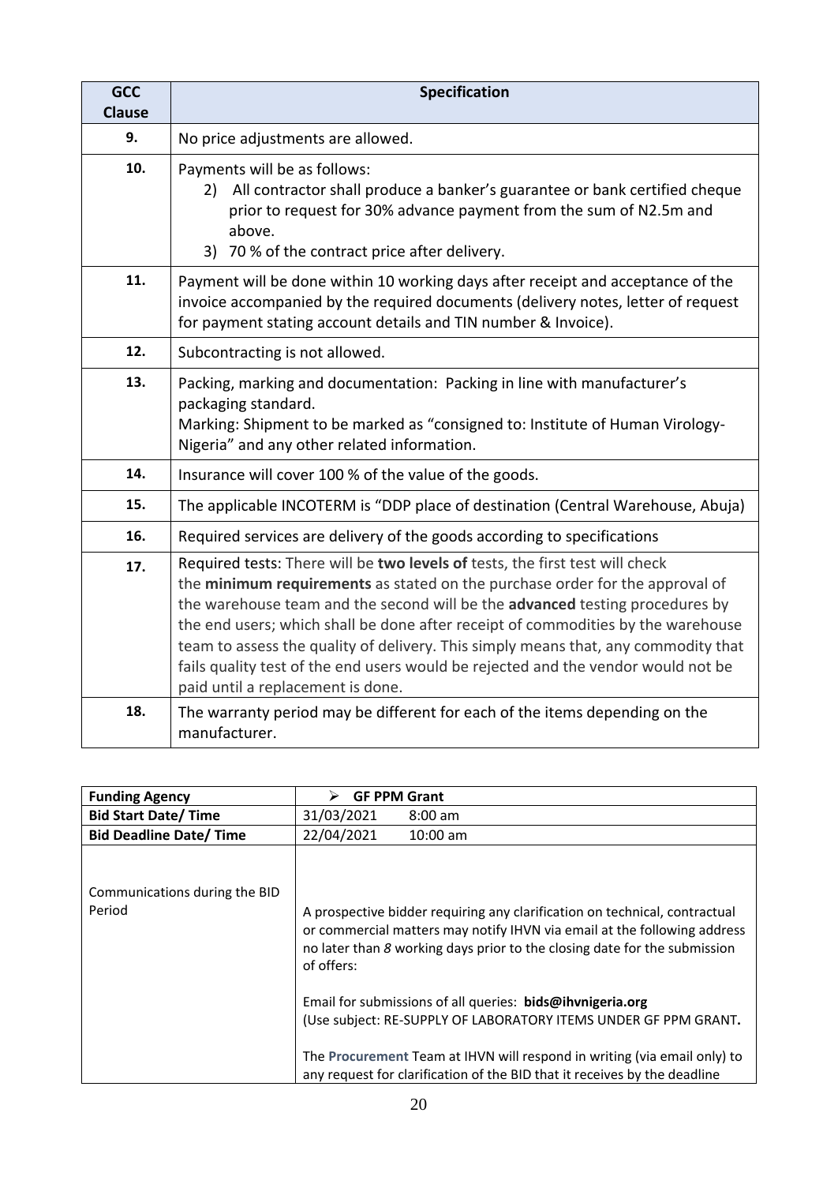| GCC Clause | Specification |
|---|---|
| **9.** | No price adjustments are allowed. |
| **10.** | Payments will be as follows:<br>2) All contractor shall produce a banker's guarantee or bank certified cheque prior to request for 30% advance payment from the sum of N2.5m and above.<br>3) 70 % of the contract price after delivery. |
| **11.** | Payment will be done within 10 working days after receipt and acceptance of the invoice accompanied by the required documents (delivery notes, letter of request for payment stating account details and TIN number & Invoice). |
| **12.** | Subcontracting is not allowed. |
| **13.** | Packing, marking and documentation: Packing in line with manufacturer's packaging standard.<br>Marking: Shipment to be marked as "consigned to: Institute of Human Virology-Nigeria" and any other related information. |
| **14.** | Insurance will cover 100 % of the value of the goods. |
| **15.** | The applicable INCOTERM is "DDP place of destination (Central Warehouse, Abuja) |
| **16.** | Required services are delivery of the goods according to specifications |
| **17.** | Required tests: There will be **two levels of** tests, the first test will check the **minimum requirements** as stated on the purchase order for the approval of the warehouse team and the second will be the **advanced** testing procedures by the end users; which shall be done after receipt of commodities by the warehouse team to assess the quality of delivery. This simply means that, any commodity that fails quality test of the end users would be rejected and the vendor would not be paid until a replacement is done. |
| **18.** | The warranty period may be different for each of the items depending on the manufacturer. |

| **Funding Agency** | ➢ **GF PPM Grant** |
|---|---|
| **Bid Start Date/ Time** | 31/03/2021 8:00 am |
| **Bid Deadline Date/ Time** | 22/04/2021 10:00 am |
| Communications during the BID Period | A prospective bidder requiring any clarification on technical, contractual or commercial matters may notify IHVN via email at the following address no later than *8* working days prior to the closing date for the submission of offers:<br><br>Email for submissions of all queries: **bids@ihvnigeria.org**<br>(Use subject: RE-SUPPLY OF LABORATORY ITEMS UNDER GF PPM GRANT**.**<br><br>The **Procurement** Team at IHVN will respond in writing (via email only) to any request for clarification of the BID that it receives by the deadline |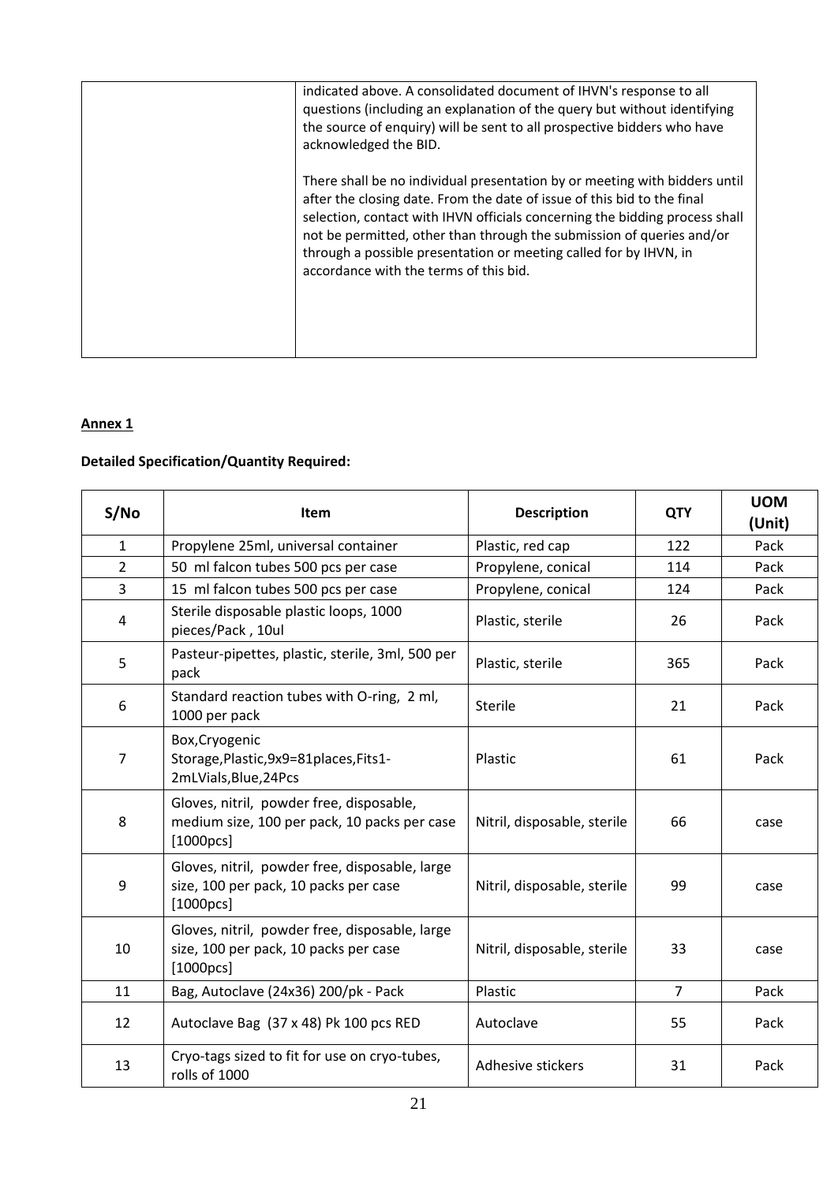| | indicated above. A consolidated document of IHVN's response to all questions (including an explanation of the query but without identifying the source of enquiry) will be sent to all prospective bidders who have acknowledged the BID.<br><br>There shall be no individual presentation by or meeting with bidders until after the closing date. From the date of issue of this bid to the final selection, contact with IHVN officials concerning the bidding process shall not be permitted, other than through the submission of queries and/or through a possible presentation or meeting called for by IHVN, in accordance with the terms of this bid. |
|---|---|

**Annex 1**

**Detailed Specification/Quantity Required:**

| S/No | Item | Description | QTY | UOM (Unit) |
|---|---|---|---|---|
| 1 | Propylene 25ml, universal container | Plastic, red cap | 122 | Pack |
| 2 | 50 ml falcon tubes 500 pcs per case | Propylene, conical | 114 | Pack |
| 3 | 15 ml falcon tubes 500 pcs per case | Propylene, conical | 124 | Pack |
| 4 | Sterile disposable plastic loops, 1000 pieces/Pack , 10ul | Plastic, sterile | 26 | Pack |
| 5 | Pasteur-pipettes, plastic, sterile, 3ml, 500 per pack | Plastic, sterile | 365 | Pack |
| 6 | Standard reaction tubes with O-ring, 2 ml, 1000 per pack | Sterile | 21 | Pack |
| 7 | Box,Cryogenic Storage,Plastic,9x9=81places,Fits1-2mLVials,Blue,24Pcs | Plastic | 61 | Pack |
| 8 | Gloves, nitril, powder free, disposable, medium size, 100 per pack, 10 packs per case [1000pcs] | Nitril, disposable, sterile | 66 | case |
| 9 | Gloves, nitril, powder free, disposable, large size, 100 per pack, 10 packs per case [1000pcs] | Nitril, disposable, sterile | 99 | case |
| 10 | Gloves, nitril, powder free, disposable, large size, 100 per pack, 10 packs per case [1000pcs] | Nitril, disposable, sterile | 33 | case |
| 11 | Bag, Autoclave (24x36) 200/pk - Pack | Plastic | 7 | Pack |
| 12 | Autoclave Bag (37 x 48) Pk 100 pcs RED | Autoclave | 55 | Pack |
| 13 | Cryo-tags sized to fit for use on cryo-tubes, rolls of 1000 | Adhesive stickers | 31 | Pack |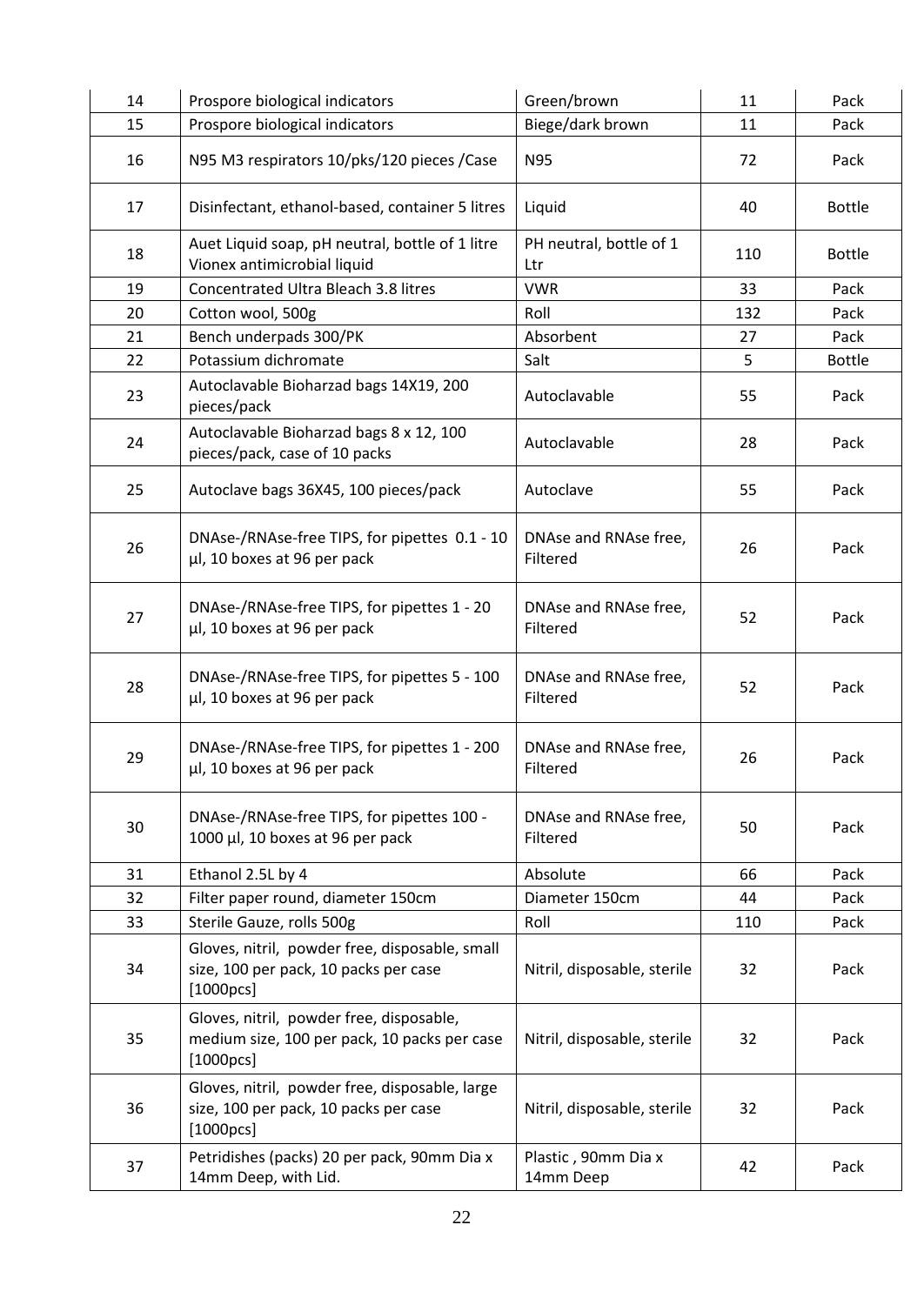| 14 | Prospore biological indicators | Green/brown | 11 | Pack |
|---|---|---|---|---|
| 15 | Prospore biological indicators | Biege/dark brown | 11 | Pack |
| 16 | N95 M3 respirators 10/pks/120 pieces /Case | N95 | 72 | Pack |
| 17 | Disinfectant, ethanol-based, container 5 litres | Liquid | 40 | Bottle |
| 18 | Auet Liquid soap, pH neutral, bottle of 1 litre Vionex antimicrobial liquid | PH neutral, bottle of 1 Ltr | 110 | Bottle |
| 19 | Concentrated Ultra Bleach 3.8 litres | VWR | 33 | Pack |
| 20 | Cotton wool, 500g | Roll | 132 | Pack |
| 21 | Bench underpads 300/PK | Absorbent | 27 | Pack |
| 22 | Potassium dichromate | Salt | 5 | Bottle |
| 23 | Autoclavable Bioharzad bags 14X19, 200 pieces/pack | Autoclavable | 55 | Pack |
| 24 | Autoclavable Bioharzad bags 8 x 12, 100 pieces/pack, case of 10 packs | Autoclavable | 28 | Pack |
| 25 | Autoclave bags 36X45, 100 pieces/pack | Autoclave | 55 | Pack |
| 26 | DNAse-/RNAse-free TIPS, for pipettes 0.1 - 10 µl, 10 boxes at 96 per pack | DNAse and RNAse free, Filtered | 26 | Pack |
| 27 | DNAse-/RNAse-free TIPS, for pipettes 1 - 20 µl, 10 boxes at 96 per pack | DNAse and RNAse free, Filtered | 52 | Pack |
| 28 | DNAse-/RNAse-free TIPS, for pipettes 5 - 100 µl, 10 boxes at 96 per pack | DNAse and RNAse free, Filtered | 52 | Pack |
| 29 | DNAse-/RNAse-free TIPS, for pipettes 1 - 200 µl, 10 boxes at 96 per pack | DNAse and RNAse free, Filtered | 26 | Pack |
| 30 | DNAse-/RNAse-free TIPS, for pipettes 100 - 1000 µl, 10 boxes at 96 per pack | DNAse and RNAse free, Filtered | 50 | Pack |
| 31 | Ethanol 2.5L by 4 | Absolute | 66 | Pack |
| 32 | Filter paper round, diameter 150cm | Diameter 150cm | 44 | Pack |
| 33 | Sterile Gauze, rolls 500g | Roll | 110 | Pack |
| 34 | Gloves, nitril, powder free, disposable, small size, 100 per pack, 10 packs per case [1000pcs] | Nitril, disposable, sterile | 32 | Pack |
| 35 | Gloves, nitril, powder free, disposable, medium size, 100 per pack, 10 packs per case [1000pcs] | Nitril, disposable, sterile | 32 | Pack |
| 36 | Gloves, nitril, powder free, disposable, large size, 100 per pack, 10 packs per case [1000pcs] | Nitril, disposable, sterile | 32 | Pack |
| 37 | Petridishes (packs) 20 per pack, 90mm Dia x 14mm Deep, with Lid. | Plastic , 90mm Dia x 14mm Deep | 42 | Pack |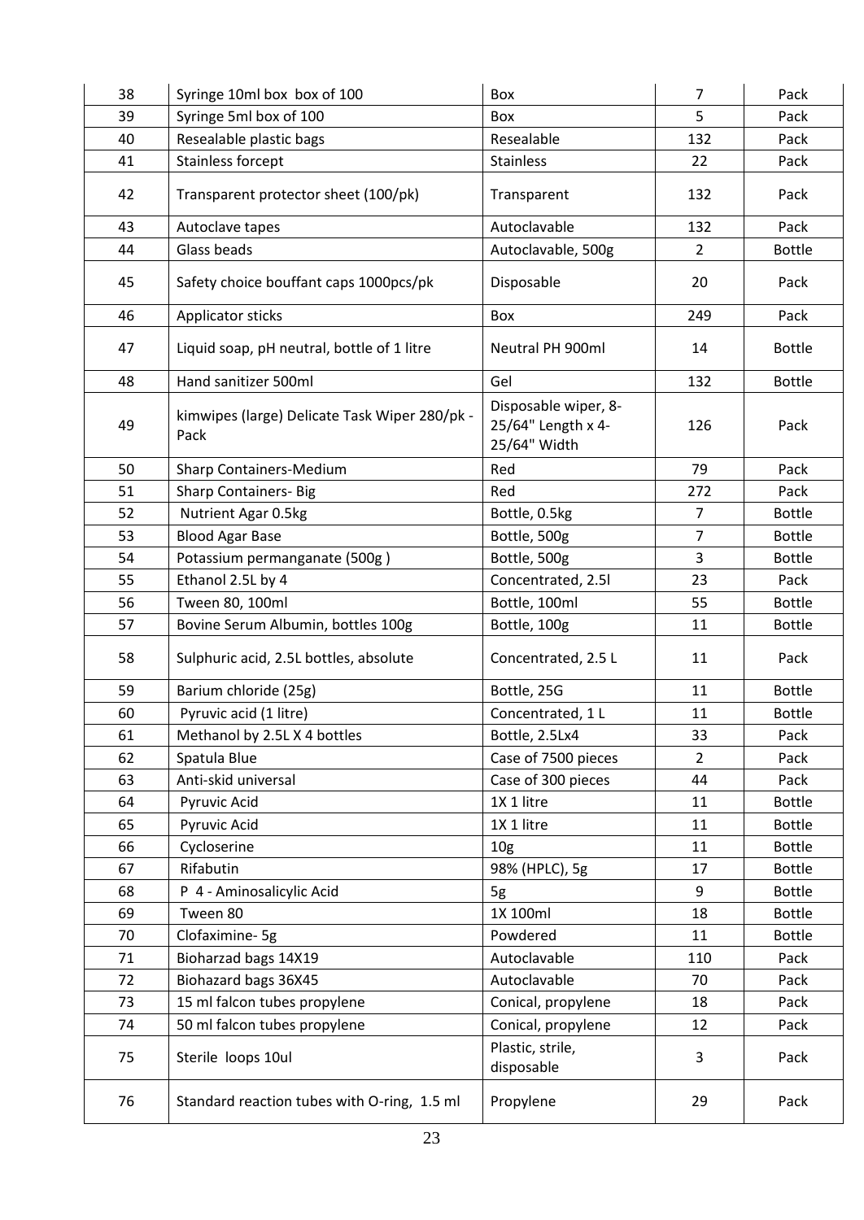| 38 | Syringe 10ml box box of 100 | Box | 7 | Pack |
|---|---|---|---|---|
| 39 | Syringe 5ml box of 100 | Box | 5 | Pack |
| 40 | Resealable plastic bags | Resealable | 132 | Pack |
| 41 | Stainless forcept | Stainless | 22 | Pack |
| 42 | Transparent protector sheet (100/pk) | Transparent | 132 | Pack |
| 43 | Autoclave tapes | Autoclavable | 132 | Pack |
| 44 | Glass beads | Autoclavable, 500g | 2 | Bottle |
| 45 | Safety choice bouffant caps 1000pcs/pk | Disposable | 20 | Pack |
| 46 | Applicator sticks | Box | 249 | Pack |
| 47 | Liquid soap, pH neutral, bottle of 1 litre | Neutral PH 900ml | 14 | Bottle |
| 48 | Hand sanitizer 500ml | Gel | 132 | Bottle |
| 49 | kimwipes (large) Delicate Task Wiper 280/pk - Pack | Disposable wiper, 8-25/64" Length x 4-25/64" Width | 126 | Pack |
| 50 | Sharp Containers-Medium | Red | 79 | Pack |
| 51 | Sharp Containers- Big | Red | 272 | Pack |
| 52 | Nutrient Agar 0.5kg | Bottle, 0.5kg | 7 | Bottle |
| 53 | Blood Agar Base | Bottle, 500g | 7 | Bottle |
| 54 | Potassium permanganate (500g ) | Bottle, 500g | 3 | Bottle |
| 55 | Ethanol 2.5L by 4 | Concentrated, 2.5l | 23 | Pack |
| 56 | Tween 80, 100ml | Bottle, 100ml | 55 | Bottle |
| 57 | Bovine Serum Albumin, bottles 100g | Bottle, 100g | 11 | Bottle |
| 58 | Sulphuric acid, 2.5L bottles, absolute | Concentrated, 2.5 L | 11 | Pack |
| 59 | Barium chloride (25g) | Bottle, 25G | 11 | Bottle |
| 60 | Pyruvic acid (1 litre) | Concentrated, 1 L | 11 | Bottle |
| 61 | Methanol by 2.5L X 4 bottles | Bottle, 2.5Lx4 | 33 | Pack |
| 62 | Spatula Blue | Case of 7500 pieces | 2 | Pack |
| 63 | Anti-skid universal | Case of 300 pieces | 44 | Pack |
| 64 | Pyruvic Acid | 1X 1 litre | 11 | Bottle |
| 65 | Pyruvic Acid | 1X 1 litre | 11 | Bottle |
| 66 | Cycloserine | 10g | 11 | Bottle |
| 67 | Rifabutin | 98% (HPLC), 5g | 17 | Bottle |
| 68 | P 4 - Aminosalicylic Acid | 5g | 9 | Bottle |
| 69 | Tween 80 | 1X 100ml | 18 | Bottle |
| 70 | Clofaximine- 5g | Powdered | 11 | Bottle |
| 71 | Bioharzad bags 14X19 | Autoclavable | 110 | Pack |
| 72 | Biohazard bags 36X45 | Autoclavable | 70 | Pack |
| 73 | 15 ml falcon tubes propylene | Conical, propylene | 18 | Pack |
| 74 | 50 ml falcon tubes propylene | Conical, propylene | 12 | Pack |
| 75 | Sterile loops 10ul | Plastic, strile, disposable | 3 | Pack |
| 76 | Standard reaction tubes with O-ring, 1.5 ml | Propylene | 29 | Pack |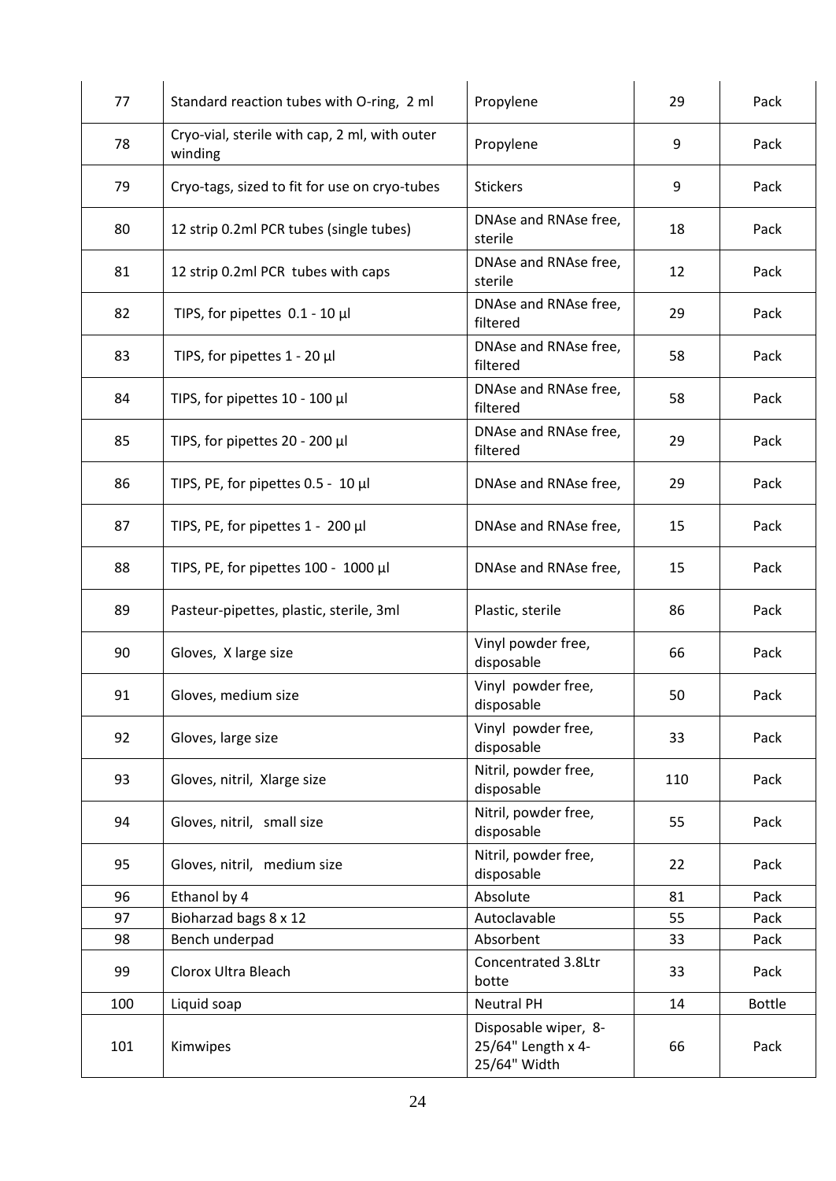| 77 | Standard reaction tubes with O-ring, 2 ml | Propylene | 29 | Pack |
|---|---|---|---|---|
| 78 | Cryo-vial, sterile with cap, 2 ml, with outer winding | Propylene | 9 | Pack |
| 79 | Cryo-tags, sized to fit for use on cryo-tubes | Stickers | 9 | Pack |
| 80 | 12 strip 0.2ml PCR tubes (single tubes) | DNAse and RNAse free, sterile | 18 | Pack |
| 81 | 12 strip 0.2ml PCR tubes with caps | DNAse and RNAse free, sterile | 12 | Pack |
| 82 | TIPS, for pipettes 0.1 - 10 µl | DNAse and RNAse free, filtered | 29 | Pack |
| 83 | TIPS, for pipettes 1 - 20 µl | DNAse and RNAse free, filtered | 58 | Pack |
| 84 | TIPS, for pipettes 10 - 100 µl | DNAse and RNAse free, filtered | 58 | Pack |
| 85 | TIPS, for pipettes 20 - 200 µl | DNAse and RNAse free, filtered | 29 | Pack |
| 86 | TIPS, PE, for pipettes 0.5 - 10 µl | DNAse and RNAse free, | 29 | Pack |
| 87 | TIPS, PE, for pipettes 1 - 200 µl | DNAse and RNAse free, | 15 | Pack |
| 88 | TIPS, PE, for pipettes 100 - 1000 µl | DNAse and RNAse free, | 15 | Pack |
| 89 | Pasteur-pipettes, plastic, sterile, 3ml | Plastic, sterile | 86 | Pack |
| 90 | Gloves, X large size | Vinyl powder free, disposable | 66 | Pack |
| 91 | Gloves, medium size | Vinyl powder free, disposable | 50 | Pack |
| 92 | Gloves, large size | Vinyl powder free, disposable | 33 | Pack |
| 93 | Gloves, nitril, Xlarge size | Nitril, powder free, disposable | 110 | Pack |
| 94 | Gloves, nitril, small size | Nitril, powder free, disposable | 55 | Pack |
| 95 | Gloves, nitril, medium size | Nitril, powder free, disposable | 22 | Pack |
| 96 | Ethanol by 4 | Absolute | 81 | Pack |
| 97 | Bioharzad bags 8 x 12 | Autoclavable | 55 | Pack |
| 98 | Bench underpad | Absorbent | 33 | Pack |
| 99 | Clorox Ultra Bleach | Concentrated 3.8Ltr botte | 33 | Pack |
| 100 | Liquid soap | Neutral PH | 14 | Bottle |
| 101 | Kimwipes | Disposable wiper, 8-25/64" Length x 4-25/64" Width | 66 | Pack |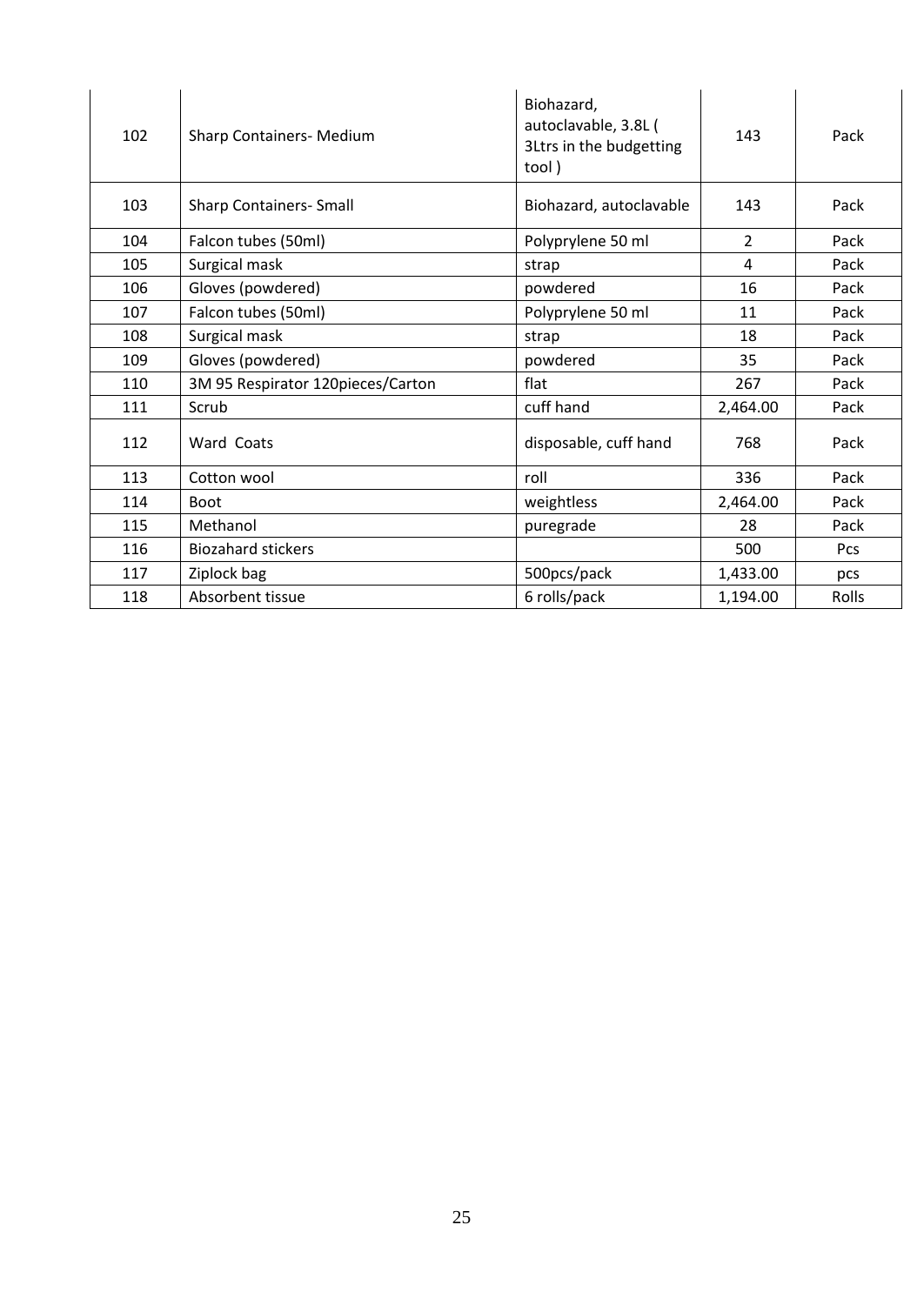| | | | | |
|---|---|---|---|---|
| 102 | Sharp Containers- Medium | Biohazard, autoclavable, 3.8L ( 3Ltrs in the budgetting tool ) | 143 | Pack |
| 103 | Sharp Containers- Small | Biohazard, autoclavable | 143 | Pack |
| 104 | Falcon tubes (50ml) | Polyprylene 50 ml | 2 | Pack |
| 105 | Surgical mask | strap | 4 | Pack |
| 106 | Gloves (powdered) | powdered | 16 | Pack |
| 107 | Falcon tubes (50ml) | Polyprylene 50 ml | 11 | Pack |
| 108 | Surgical mask | strap | 18 | Pack |
| 109 | Gloves (powdered) | powdered | 35 | Pack |
| 110 | 3M 95 Respirator 120pieces/Carton | flat | 267 | Pack |
| 111 | Scrub | cuff hand | 2,464.00 | Pack |
| 112 | Ward Coats | disposable, cuff hand | 768 | Pack |
| 113 | Cotton wool | roll | 336 | Pack |
| 114 | Boot | weightless | 2,464.00 | Pack |
| 115 | Methanol | puregrade | 28 | Pack |
| 116 | Biozahard stickers | | 500 | Pcs |
| 117 | Ziplock bag | 500pcs/pack | 1,433.00 | pcs |
| 118 | Absorbent tissue | 6 rolls/pack | 1,194.00 | Rolls |